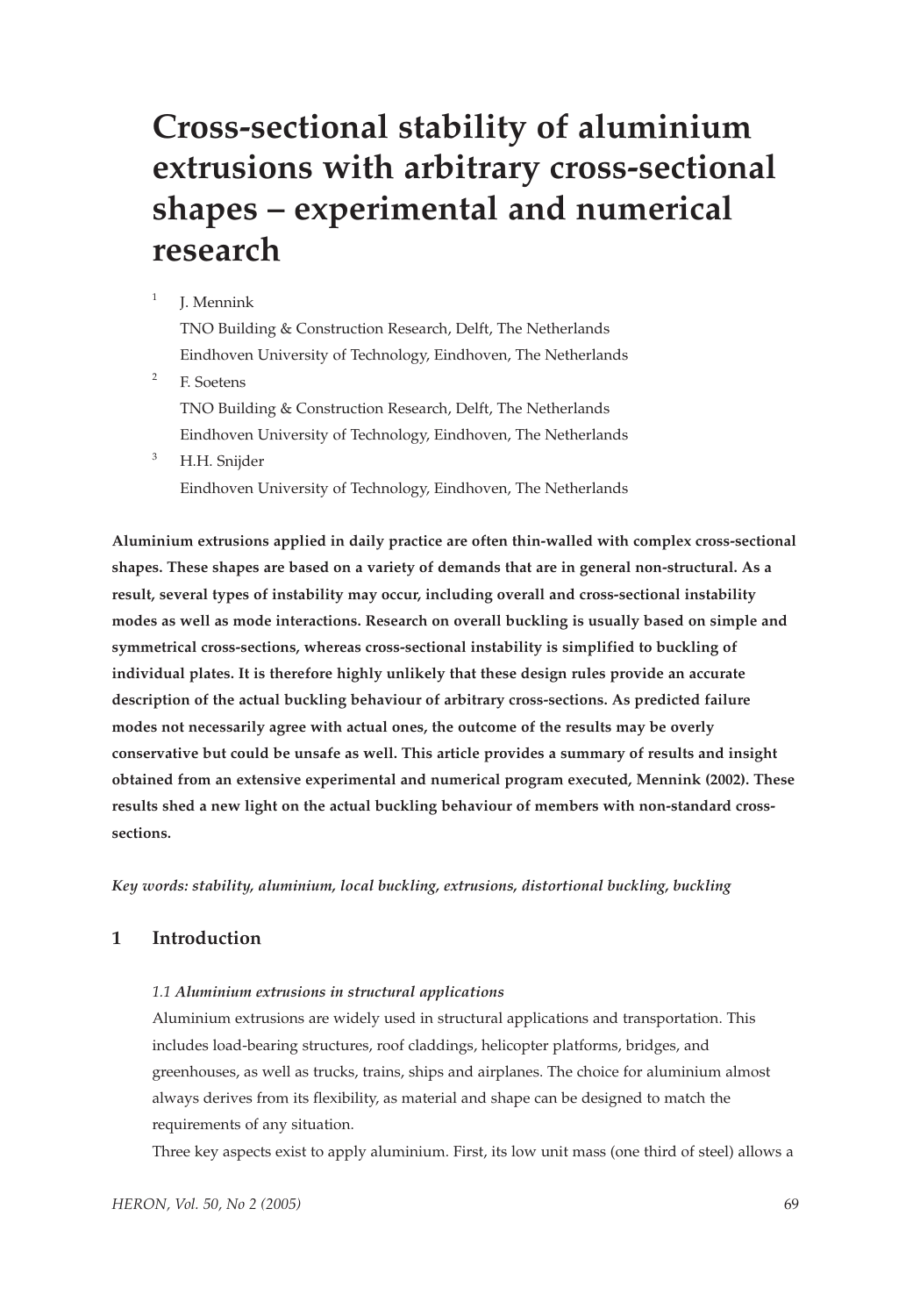# Cross-sectional stability of aluminium extrusions with arbitrary cross-sectional shapes – experimental and numerical research

[1] J. Mennink
TNO Building & Construction Research, Delft, The Netherlands
Eindhoven University of Technology, Eindhoven, The Netherlands

[2] F. Soetens
TNO Building & Construction Research, Delft, The Netherlands
Eindhoven University of Technology, Eindhoven, The Netherlands

[3] H.H. Snijder
Eindhoven University of Technology, Eindhoven, The Netherlands

**Aluminium extrusions applied in daily practice are often thin-walled with complex cross-sectional shapes. These shapes are based on a variety of demands that are in general non-structural. As a result, several types of instability may occur, including overall and cross-sectional instability modes as well as mode interactions. Research on overall buckling is usually based on simple and symmetrical cross-sections, whereas cross-sectional instability is simplified to buckling of individual plates. It is therefore highly unlikely that these design rules provide an accurate description of the actual buckling behaviour of arbitrary cross-sections. As predicted failure modes not necessarily agree with actual ones, the outcome of the results may be overly conservative but could be unsafe as well. This article provides a summary of results and insight obtained from an extensive experimental and numerical program executed, Mennink (2002). These results shed a new light on the actual buckling behaviour of members with non-standard cross-sections.**

***Key words: stability, aluminium, local buckling, extrusions, distortional buckling, buckling***

## 1 Introduction

### *1.1 Aluminium extrusions in structural applications*

Aluminium extrusions are widely used in structural applications and transportation. This includes load-bearing structures, roof claddings, helicopter platforms, bridges, and greenhouses, as well as trucks, trains, ships and airplanes. The choice for aluminium almost always derives from its flexibility, as material and shape can be designed to match the requirements of any situation.

Three key aspects exist to apply aluminium. First, its low unit mass (one third of steel) allows a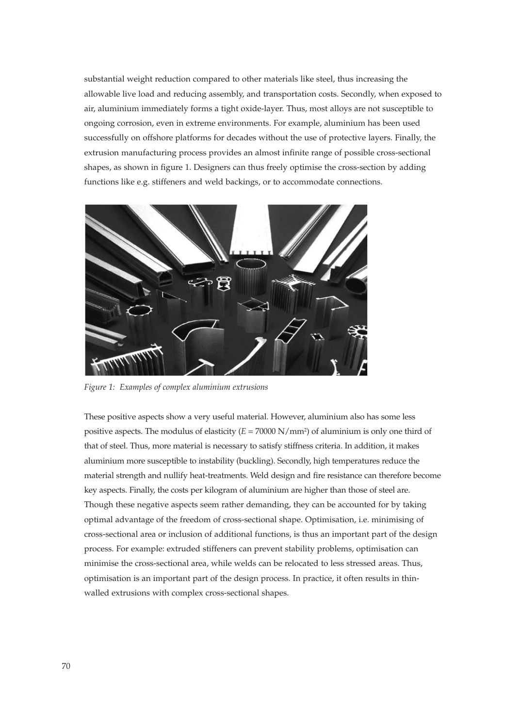substantial weight reduction compared to other materials like steel, thus increasing the allowable live load and reducing assembly, and transportation costs. Secondly, when exposed to air, aluminium immediately forms a tight oxide-layer. Thus, most alloys are not susceptible to ongoing corrosion, even in extreme environments. For example, aluminium has been used successfully on offshore platforms for decades without the use of protective layers. Finally, the extrusion manufacturing process provides an almost infinite range of possible cross-sectional shapes, as shown in figure 1. Designers can thus freely optimise the cross-section by adding functions like e.g. stiffeners and weld backings, or to accommodate connections.

*Figure 1: Examples of complex aluminium extrusions*

These positive aspects show a very useful material. However, aluminium also has some less positive aspects. The modulus of elasticity ($E$ = 70000 N/mm²) of aluminium is only one third of that of steel. Thus, more material is necessary to satisfy stiffness criteria. In addition, it makes aluminium more susceptible to instability (buckling). Secondly, high temperatures reduce the material strength and nullify heat-treatments. Weld design and fire resistance can therefore become key aspects. Finally, the costs per kilogram of aluminium are higher than those of steel are. Though these negative aspects seem rather demanding, they can be accounted for by taking optimal advantage of the freedom of cross-sectional shape. Optimisation, i.e. minimising of cross-sectional area or inclusion of additional functions, is thus an important part of the design process. For example: extruded stiffeners can prevent stability problems, optimisation can minimise the cross-sectional area, while welds can be relocated to less stressed areas. Thus, optimisation is an important part of the design process. In practice, it often results in thin-walled extrusions with complex cross-sectional shapes.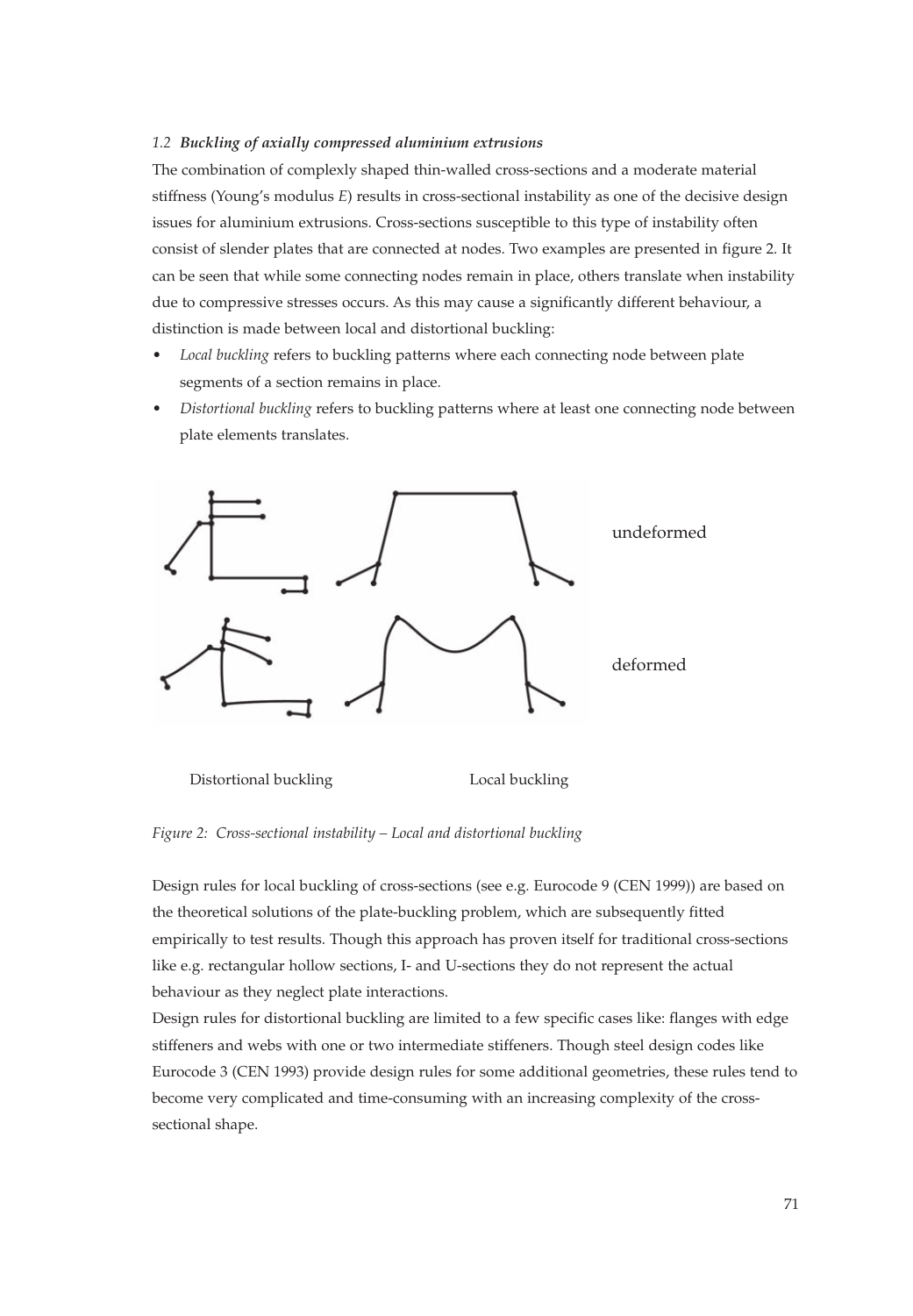### 1.2 *Buckling of axially compressed aluminium extrusions*

The combination of complexly shaped thin-walled cross-sections and a moderate material stiffness (Young's modulus $E$) results in cross-sectional instability as one of the decisive design issues for aluminium extrusions. Cross-sections susceptible to this type of instability often consist of slender plates that are connected at nodes. Two examples are presented in figure 2. It can be seen that while some connecting nodes remain in place, others translate when instability due to compressive stresses occurs. As this may cause a significantly different behaviour, a distinction is made between local and distortional buckling:

- *Local buckling* refers to buckling patterns where each connecting node between plate segments of a section remains in place.
- *Distortional buckling* refers to buckling patterns where at least one connecting node between plate elements translates.

undeformed

deformed

Distortional buckling Local buckling

*Figure 2: Cross-sectional instability – Local and distortional buckling*

Design rules for local buckling of cross-sections (see e.g. Eurocode 9 (CEN 1999)) are based on the theoretical solutions of the plate-buckling problem, which are subsequently fitted empirically to test results. Though this approach has proven itself for traditional cross-sections like e.g. rectangular hollow sections, I- and U-sections they do not represent the actual behaviour as they neglect plate interactions.

Design rules for distortional buckling are limited to a few specific cases like: flanges with edge stiffeners and webs with one or two intermediate stiffeners. Though steel design codes like Eurocode 3 (CEN 1993) provide design rules for some additional geometries, these rules tend to become very complicated and time-consuming with an increasing complexity of the cross-sectional shape.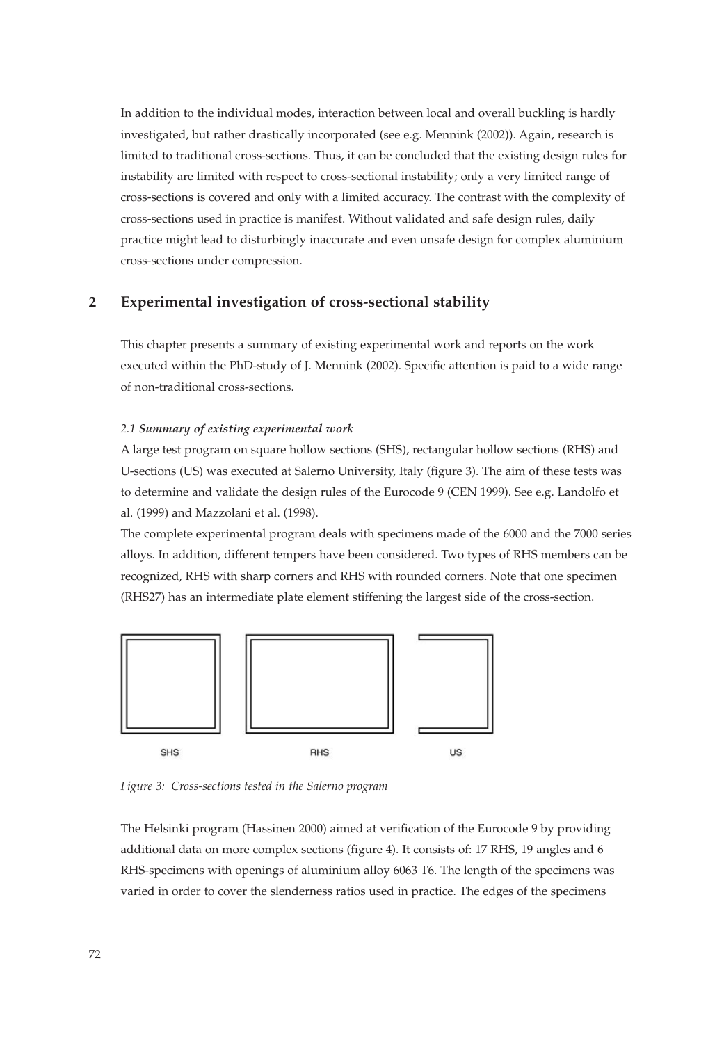In addition to the individual modes, interaction between local and overall buckling is hardly investigated, but rather drastically incorporated (see e.g. Mennink (2002)). Again, research is limited to traditional cross-sections. Thus, it can be concluded that the existing design rules for instability are limited with respect to cross-sectional instability; only a very limited range of cross-sections is covered and only with a limited accuracy. The contrast with the complexity of cross-sections used in practice is manifest. Without validated and safe design rules, daily practice might lead to disturbingly inaccurate and even unsafe design for complex aluminium cross-sections under compression.

## 2 Experimental investigation of cross-sectional stability

This chapter presents a summary of existing experimental work and reports on the work executed within the PhD-study of J. Mennink (2002). Specific attention is paid to a wide range of non-traditional cross-sections.

### *2.1 **Summary of existing experimental work***

A large test program on square hollow sections (SHS), rectangular hollow sections (RHS) and U-sections (US) was executed at Salerno University, Italy (figure 3). The aim of these tests was to determine and validate the design rules of the Eurocode 9 (CEN 1999). See e.g. Landolfo et al. (1999) and Mazzolani et al. (1998).

The complete experimental program deals with specimens made of the 6000 and the 7000 series alloys. In addition, different tempers have been considered. Two types of RHS members can be recognized, RHS with sharp corners and RHS with rounded corners. Note that one specimen (RHS27) has an intermediate plate element stiffening the largest side of the cross-section.

SHS RHS US

*Figure 3: Cross-sections tested in the Salerno program*

The Helsinki program (Hassinen 2000) aimed at verification of the Eurocode 9 by providing additional data on more complex sections (figure 4). It consists of: 17 RHS, 19 angles and 6 RHS-specimens with openings of aluminium alloy 6063 T6. The length of the specimens was varied in order to cover the slenderness ratios used in practice. The edges of the specimens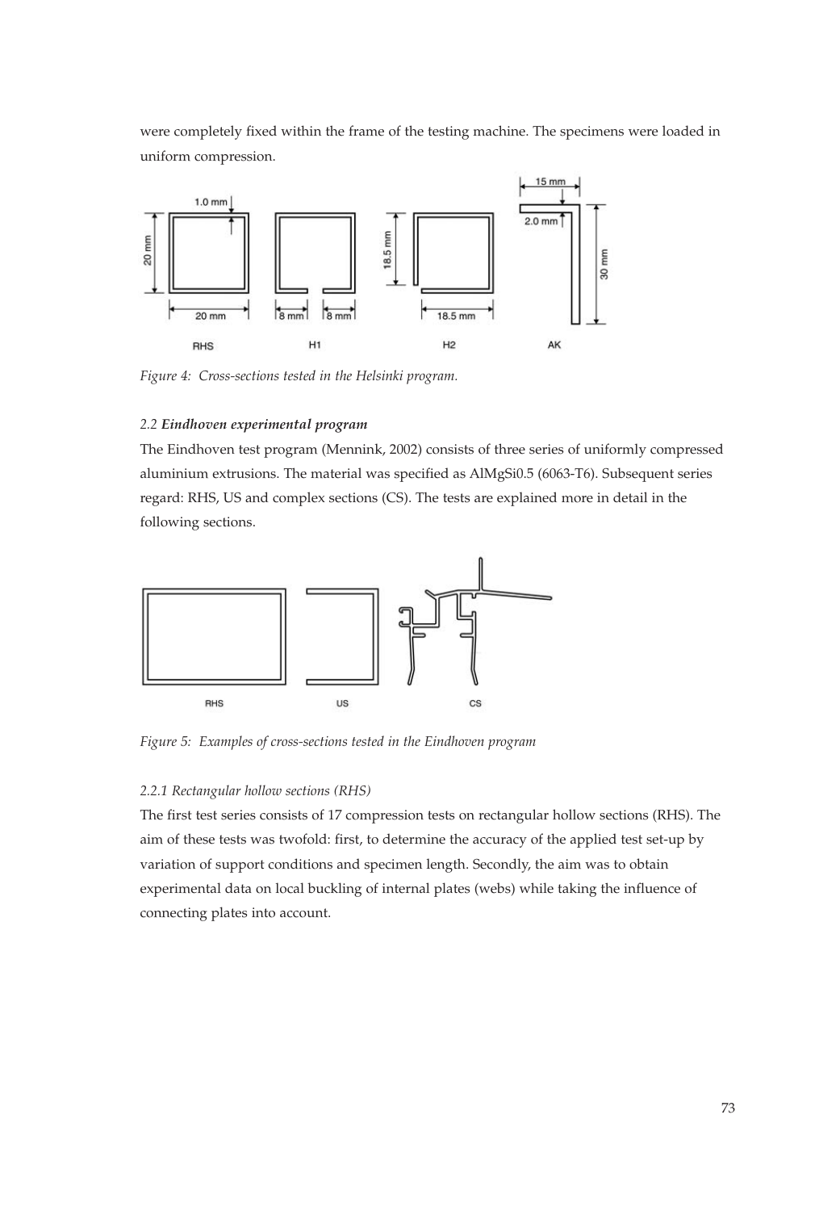were completely fixed within the frame of the testing machine. The specimens were loaded in uniform compression.

*Figure 4: Cross-sections tested in the Helsinki program.*

### 2.2 ***Eindhoven experimental program***

The Eindhoven test program (Mennink, 2002) consists of three series of uniformly compressed aluminium extrusions. The material was specified as AlMgSi0.5 (6063-T6). Subsequent series regard: RHS, US and complex sections (CS). The tests are explained more in detail in the following sections.

*Figure 5: Examples of cross-sections tested in the Eindhoven program*

#### *2.2.1 Rectangular hollow sections (RHS)*

The first test series consists of 17 compression tests on rectangular hollow sections (RHS). The aim of these tests was twofold: first, to determine the accuracy of the applied test set-up by variation of support conditions and specimen length. Secondly, the aim was to obtain experimental data on local buckling of internal plates (webs) while taking the influence of connecting plates into account.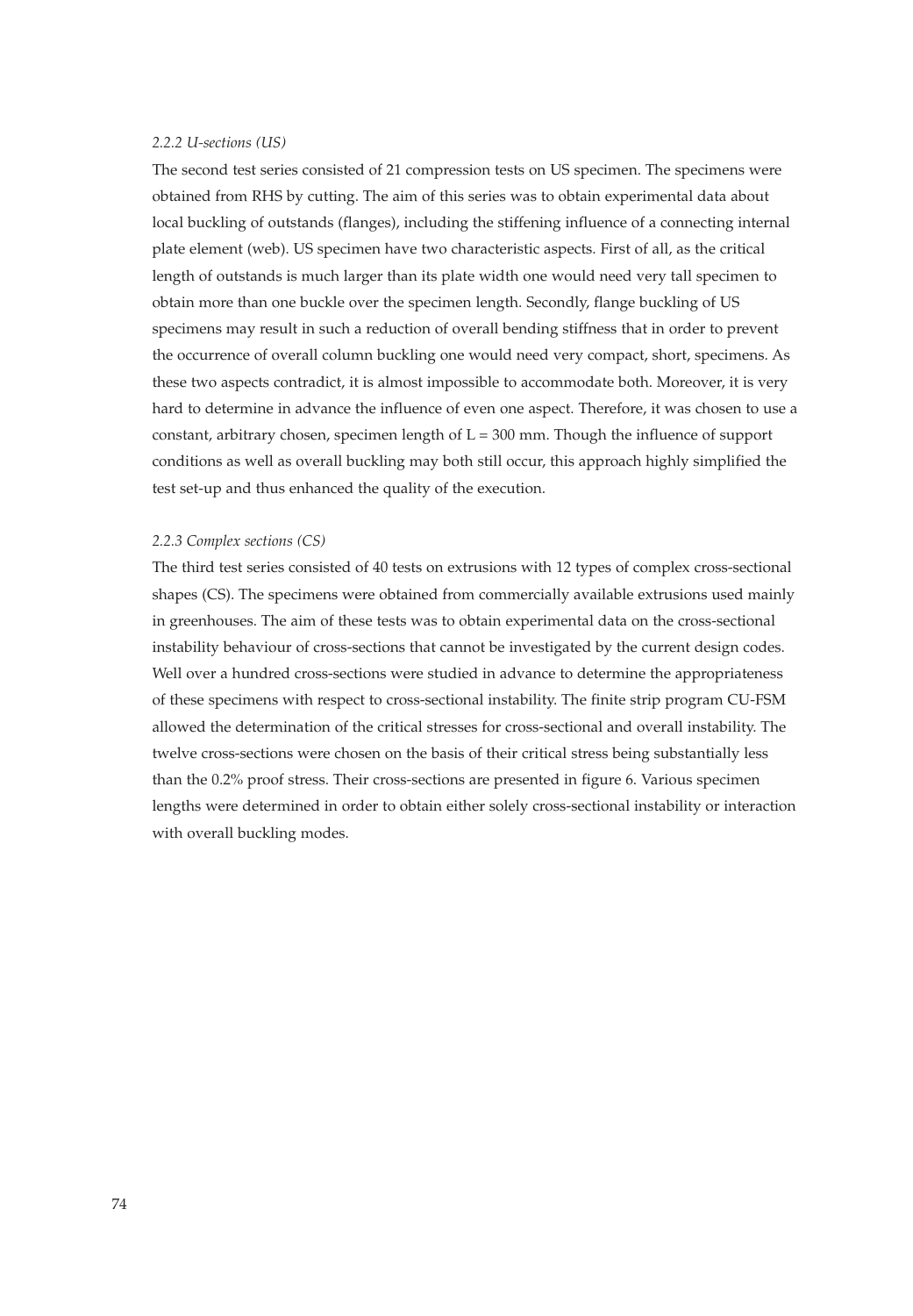#### *2.2.2 U-sections (US)*

The second test series consisted of 21 compression tests on US specimen. The specimens were obtained from RHS by cutting. The aim of this series was to obtain experimental data about local buckling of outstands (flanges), including the stiffening influence of a connecting internal plate element (web). US specimen have two characteristic aspects. First of all, as the critical length of outstands is much larger than its plate width one would need very tall specimen to obtain more than one buckle over the specimen length. Secondly, flange buckling of US specimens may result in such a reduction of overall bending stiffness that in order to prevent the occurrence of overall column buckling one would need very compact, short, specimens. As these two aspects contradict, it is almost impossible to accommodate both. Moreover, it is very hard to determine in advance the influence of even one aspect. Therefore, it was chosen to use a constant, arbitrary chosen, specimen length of $L = 300$ mm. Though the influence of support conditions as well as overall buckling may both still occur, this approach highly simplified the test set-up and thus enhanced the quality of the execution.

#### *2.2.3 Complex sections (CS)*

The third test series consisted of 40 tests on extrusions with 12 types of complex cross-sectional shapes (CS). The specimens were obtained from commercially available extrusions used mainly in greenhouses. The aim of these tests was to obtain experimental data on the cross-sectional instability behaviour of cross-sections that cannot be investigated by the current design codes. Well over a hundred cross-sections were studied in advance to determine the appropriateness of these specimens with respect to cross-sectional instability. The finite strip program CU-FSM allowed the determination of the critical stresses for cross-sectional and overall instability. The twelve cross-sections were chosen on the basis of their critical stress being substantially less than the 0.2% proof stress. Their cross-sections are presented in figure 6. Various specimen lengths were determined in order to obtain either solely cross-sectional instability or interaction with overall buckling modes.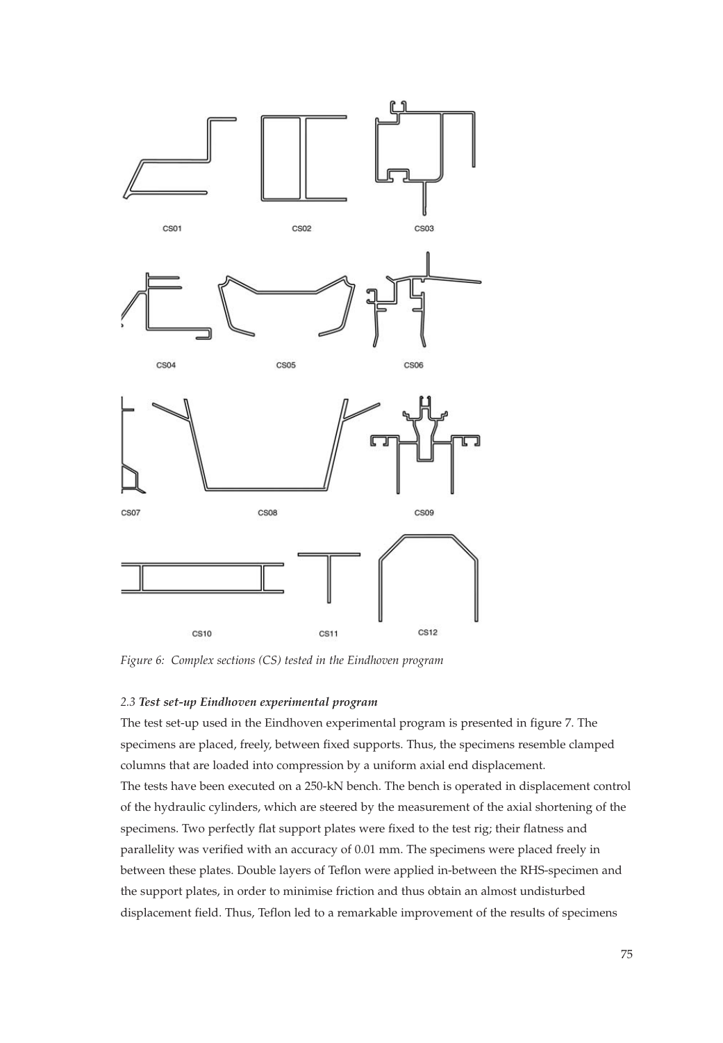CS01 CS02 CS03

CS04 CS05 CS06

CS07 CS08 CS09

CS10 CS11 CS12

*Figure 6: Complex sections (CS) tested in the Eindhoven program*

### *2.3* ***Test set-up Eindhoven experimental program***

The test set-up used in the Eindhoven experimental program is presented in figure 7. The specimens are placed, freely, between fixed supports. Thus, the specimens resemble clamped columns that are loaded into compression by a uniform axial end displacement.

The tests have been executed on a 250-kN bench. The bench is operated in displacement control of the hydraulic cylinders, which are steered by the measurement of the axial shortening of the specimens. Two perfectly flat support plates were fixed to the test rig; their flatness and parallelity was verified with an accuracy of 0.01 mm. The specimens were placed freely in between these plates. Double layers of Teflon were applied in-between the RHS-specimen and the support plates, in order to minimise friction and thus obtain an almost undisturbed displacement field. Thus, Teflon led to a remarkable improvement of the results of specimens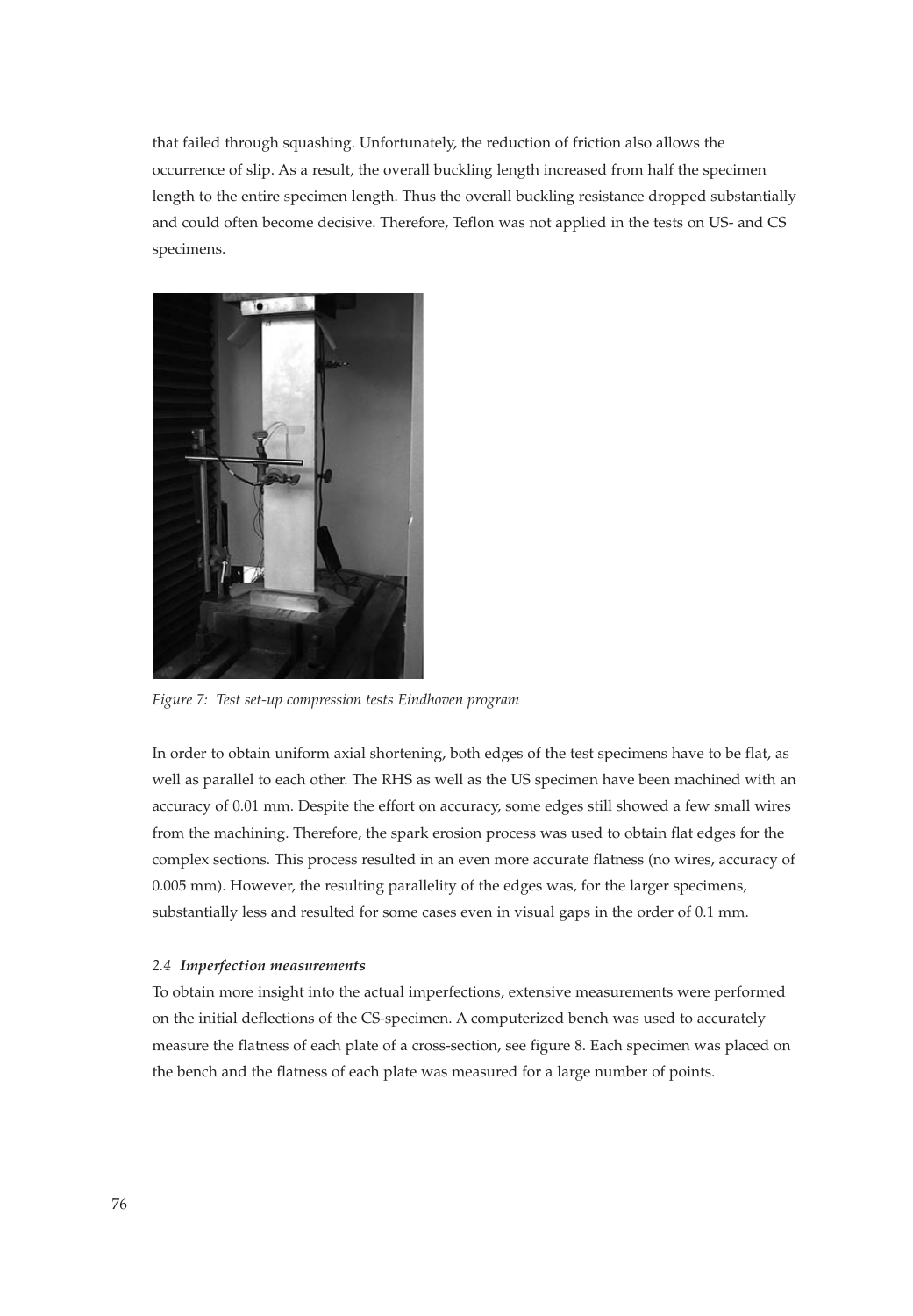that failed through squashing. Unfortunately, the reduction of friction also allows the occurrence of slip. As a result, the overall buckling length increased from half the specimen length to the entire specimen length. Thus the overall buckling resistance dropped substantially and could often become decisive. Therefore, Teflon was not applied in the tests on US- and CS specimens.

*Figure 7: Test set-up compression tests Eindhoven program*

In order to obtain uniform axial shortening, both edges of the test specimens have to be flat, as well as parallel to each other. The RHS as well as the US specimen have been machined with an accuracy of 0.01 mm. Despite the effort on accuracy, some edges still showed a few small wires from the machining. Therefore, the spark erosion process was used to obtain flat edges for the complex sections. This process resulted in an even more accurate flatness (no wires, accuracy of 0.005 mm). However, the resulting parallelity of the edges was, for the larger specimens, substantially less and resulted for some cases even in visual gaps in the order of 0.1 mm.

### *2.4 **Imperfection measurements***

To obtain more insight into the actual imperfections, extensive measurements were performed on the initial deflections of the CS-specimen. A computerized bench was used to accurately measure the flatness of each plate of a cross-section, see figure 8. Each specimen was placed on the bench and the flatness of each plate was measured for a large number of points.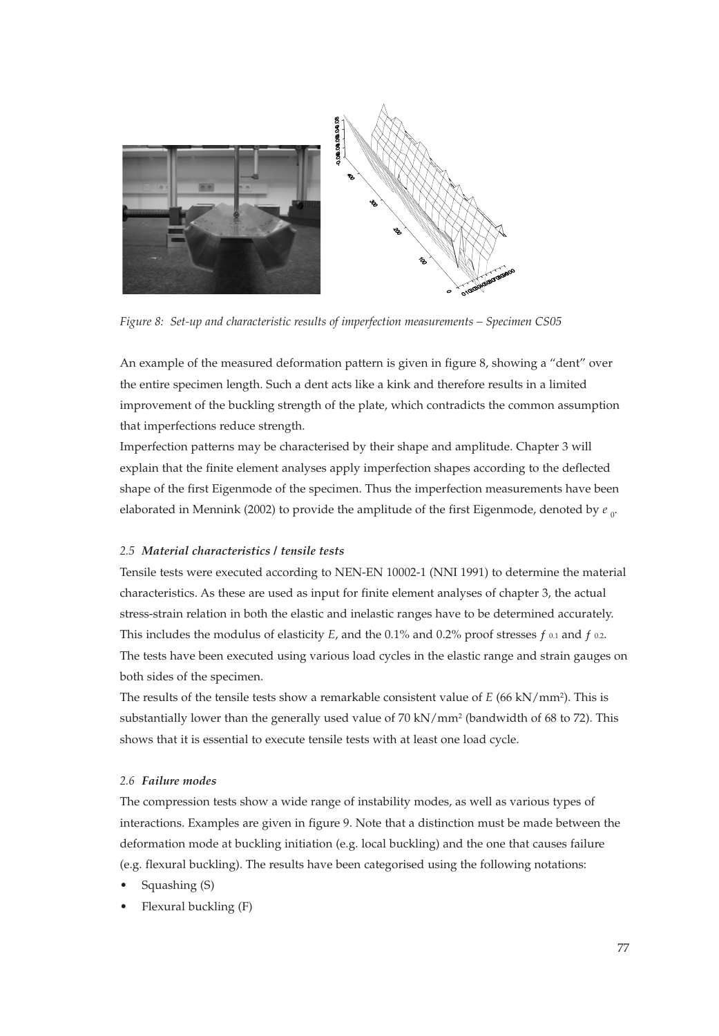Figure 8: Set-up and characteristic results of imperfection measurements – Specimen CS05

An example of the measured deformation pattern is given in figure 8, showing a "dent" over the entire specimen length. Such a dent acts like a kink and therefore results in a limited improvement of the buckling strength of the plate, which contradicts the common assumption that imperfections reduce strength.

Imperfection patterns may be characterised by their shape and amplitude. Chapter 3 will explain that the finite element analyses apply imperfection shapes according to the deflected shape of the first Eigenmode of the specimen. Thus the imperfection measurements have been elaborated in Mennink (2002) to provide the amplitude of the first Eigenmode, denoted by $e_0$.

### 2.5 Material characteristics / tensile tests

Tensile tests were executed according to NEN-EN 10002-1 (NNI 1991) to determine the material characteristics. As these are used as input for finite element analyses of chapter 3, the actual stress-strain relation in both the elastic and inelastic ranges have to be determined accurately. This includes the modulus of elasticity $E$, and the 0.1% and 0.2% proof stresses $f_{0.1}$ and $f_{0.2}$. The tests have been executed using various load cycles in the elastic range and strain gauges on both sides of the specimen.

The results of the tensile tests show a remarkable consistent value of $E$ (66 kN/mm$^2$). This is substantially lower than the generally used value of 70 kN/mm$^2$ (bandwidth of 68 to 72). This shows that it is essential to execute tensile tests with at least one load cycle.

### 2.6 Failure modes

The compression tests show a wide range of instability modes, as well as various types of interactions. Examples are given in figure 9. Note that a distinction must be made between the deformation mode at buckling initiation (e.g. local buckling) and the one that causes failure (e.g. flexural buckling). The results have been categorised using the following notations:

- Squashing (S)
- Flexural buckling (F)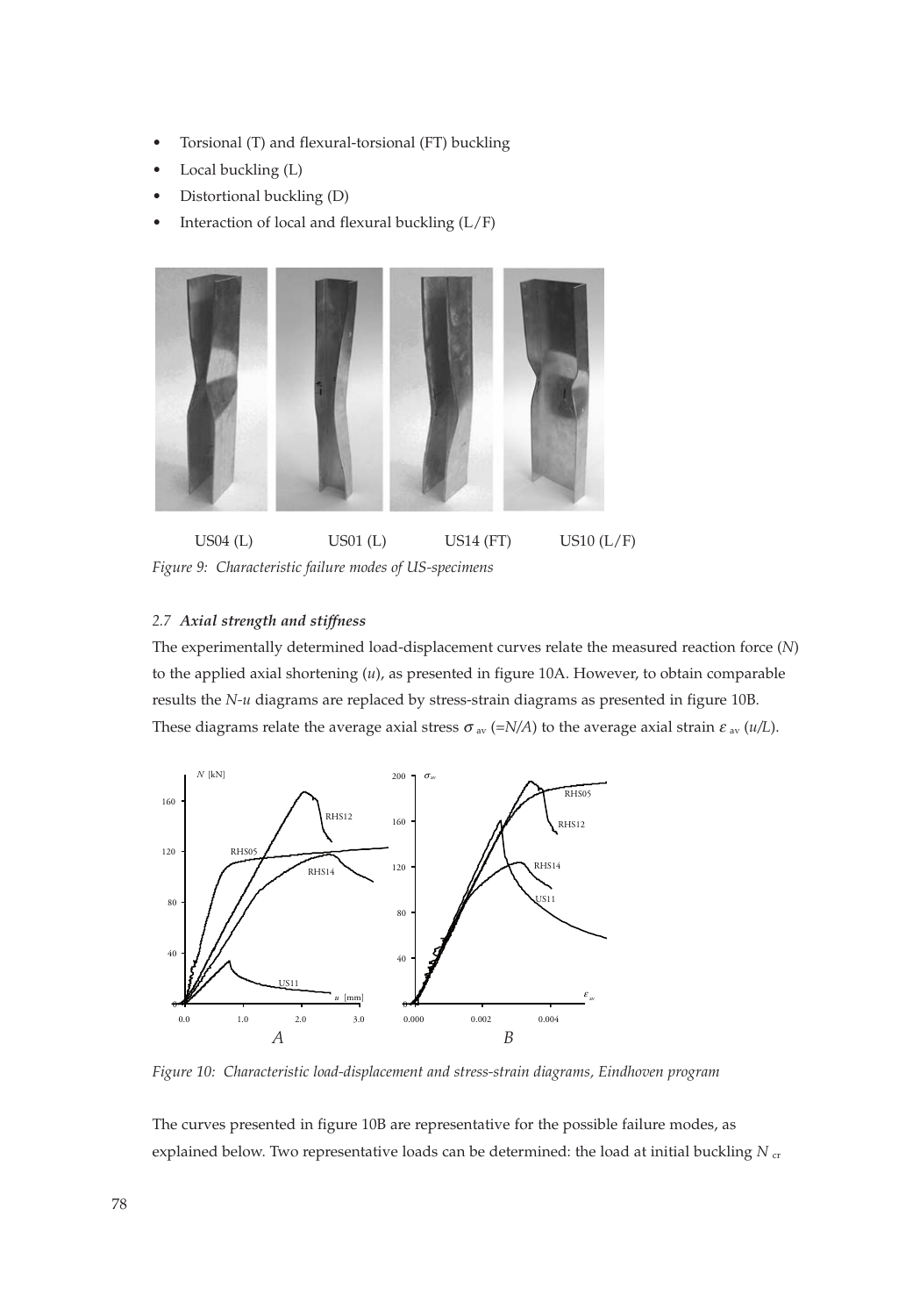- Torsional (T) and flexural-torsional (FT) buckling
- Local buckling (L)
- Distortional buckling (D)
- Interaction of local and flexural buckling (L/F)

US04 (L) US01 (L) US14 (FT) US10 (L/F)

*Figure 9: Characteristic failure modes of US-specimens*

### 2.7 *Axial strength and stiffness*

The experimentally determined load-displacement curves relate the measured reaction force ($N$) to the applied axial shortening ($u$), as presented in figure 10A. However, to obtain comparable results the $N$-$u$ diagrams are replaced by stress-strain diagrams as presented in figure 10B. These diagrams relate the average axial stress $\sigma_{av}$ ($=N/A$) to the average axial strain $\varepsilon_{av}$ ($u/L$).

*Figure 10: Characteristic load-displacement and stress-strain diagrams, Eindhoven program*

The curves presented in figure 10B are representative for the possible failure modes, as explained below. Two representative loads can be determined: the load at initial buckling $N_{cr}$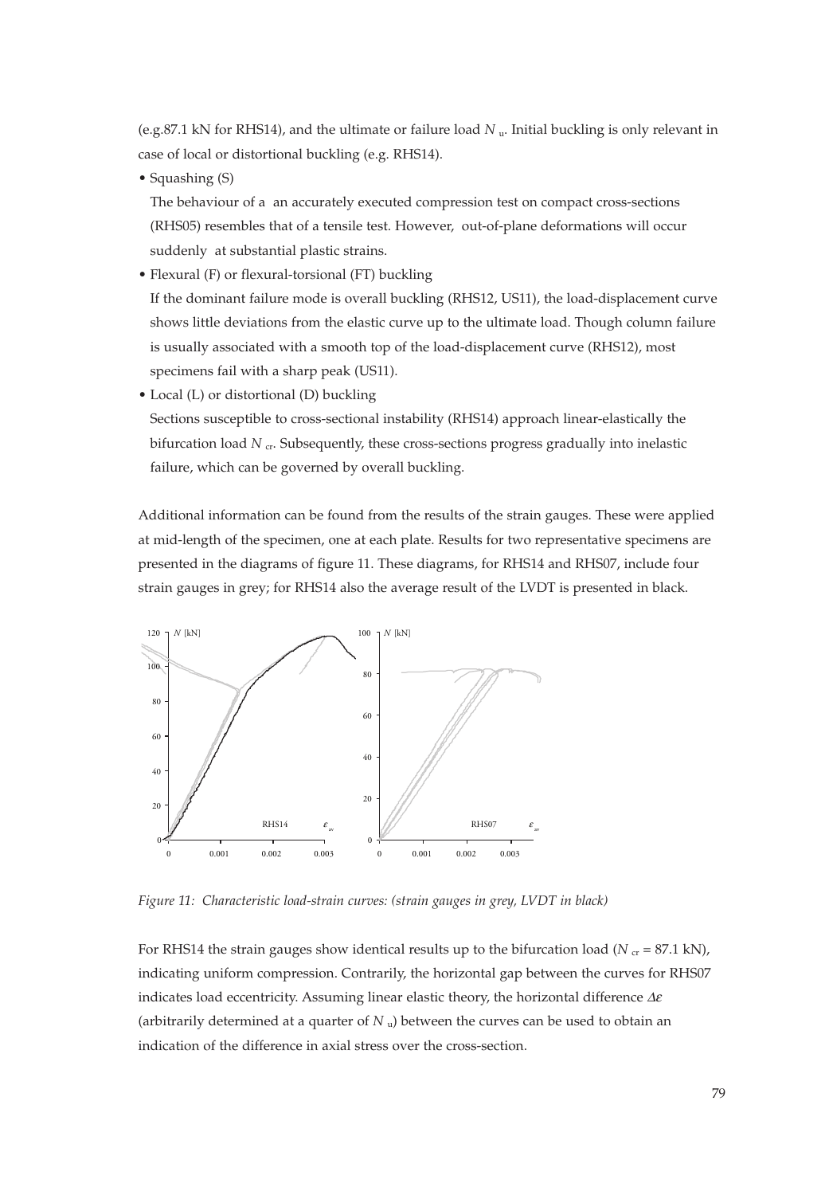(e.g.87.1 kN for RHS14), and the ultimate or failure load $N_u$. Initial buckling is only relevant in case of local or distortional buckling (e.g. RHS14).

- Squashing (S)

  The behaviour of a an accurately executed compression test on compact cross-sections (RHS05) resembles that of a tensile test. However, out-of-plane deformations will occur suddenly at substantial plastic strains.

- Flexural (F) or flexural-torsional (FT) buckling

  If the dominant failure mode is overall buckling (RHS12, US11), the load-displacement curve shows little deviations from the elastic curve up to the ultimate load. Though column failure is usually associated with a smooth top of the load-displacement curve (RHS12), most specimens fail with a sharp peak (US11).

- Local (L) or distortional (D) buckling

  Sections susceptible to cross-sectional instability (RHS14) approach linear-elastically the bifurcation load $N_{cr}$. Subsequently, these cross-sections progress gradually into inelastic failure, which can be governed by overall buckling.

Additional information can be found from the results of the strain gauges. These were applied at mid-length of the specimen, one at each plate. Results for two representative specimens are presented in the diagrams of figure 11. These diagrams, for RHS14 and RHS07, include four strain gauges in grey; for RHS14 also the average result of the LVDT is presented in black.

*Figure 11: Characteristic load-strain curves: (strain gauges in grey, LVDT in black)*

For RHS14 the strain gauges show identical results up to the bifurcation load ($N_{cr}$ = 87.1 kN), indicating uniform compression. Contrarily, the horizontal gap between the curves for RHS07 indicates load eccentricity. Assuming linear elastic theory, the horizontal difference $\Delta\varepsilon$ (arbitrarily determined at a quarter of $N_u$) between the curves can be used to obtain an indication of the difference in axial stress over the cross-section.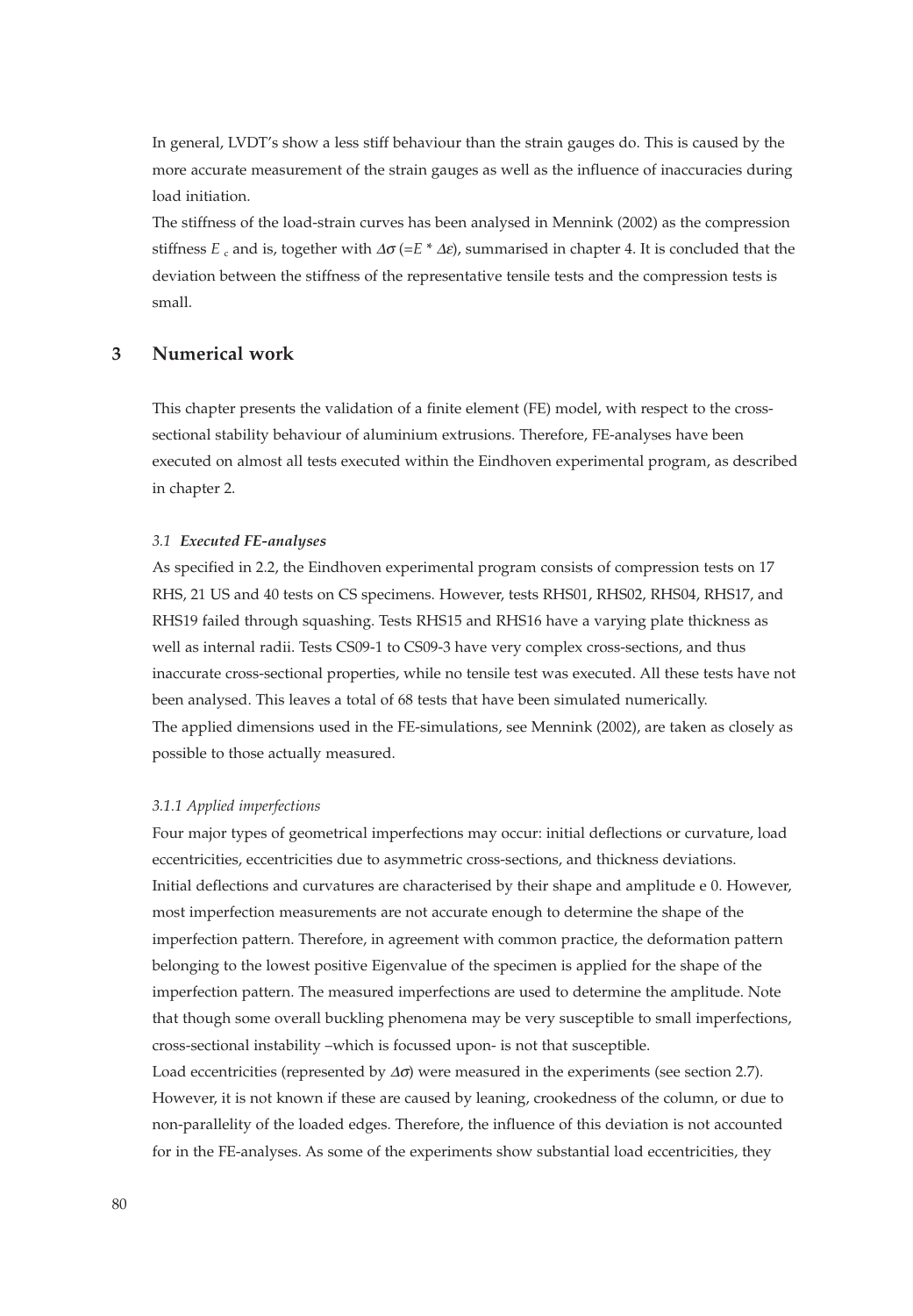In general, LVDT's show a less stiff behaviour than the strain gauges do. This is caused by the more accurate measurement of the strain gauges as well as the influence of inaccuracies during load initiation.

The stiffness of the load-strain curves has been analysed in Mennink (2002) as the compression stiffness $E_c$ and is, together with $\Delta\sigma$ (=$E * \Delta\varepsilon$), summarised in chapter 4. It is concluded that the deviation between the stiffness of the representative tensile tests and the compression tests is small.

# 3 Numerical work

This chapter presents the validation of a finite element (FE) model, with respect to the cross-sectional stability behaviour of aluminium extrusions. Therefore, FE-analyses have been executed on almost all tests executed within the Eindhoven experimental program, as described in chapter 2.

## *3.1 Executed FE-analyses*

As specified in 2.2, the Eindhoven experimental program consists of compression tests on 17 RHS, 21 US and 40 tests on CS specimens. However, tests RHS01, RHS02, RHS04, RHS17, and RHS19 failed through squashing. Tests RHS15 and RHS16 have a varying plate thickness as well as internal radii. Tests CS09-1 to CS09-3 have very complex cross-sections, and thus inaccurate cross-sectional properties, while no tensile test was executed. All these tests have not been analysed. This leaves a total of 68 tests that have been simulated numerically.

The applied dimensions used in the FE-simulations, see Mennink (2002), are taken as closely as possible to those actually measured.

### *3.1.1 Applied imperfections*

Four major types of geometrical imperfections may occur: initial deflections or curvature, load eccentricities, eccentricities due to asymmetric cross-sections, and thickness deviations.

Initial deflections and curvatures are characterised by their shape and amplitude $e_0$. However, most imperfection measurements are not accurate enough to determine the shape of the imperfection pattern. Therefore, in agreement with common practice, the deformation pattern belonging to the lowest positive Eigenvalue of the specimen is applied for the shape of the imperfection pattern. The measured imperfections are used to determine the amplitude. Note that though some overall buckling phenomena may be very susceptible to small imperfections, cross-sectional instability –which is focussed upon- is not that susceptible.

Load eccentricities (represented by $\Delta\sigma$) were measured in the experiments (see section 2.7). However, it is not known if these are caused by leaning, crookedness of the column, or due to non-parallelity of the loaded edges. Therefore, the influence of this deviation is not accounted for in the FE-analyses. As some of the experiments show substantial load eccentricities, they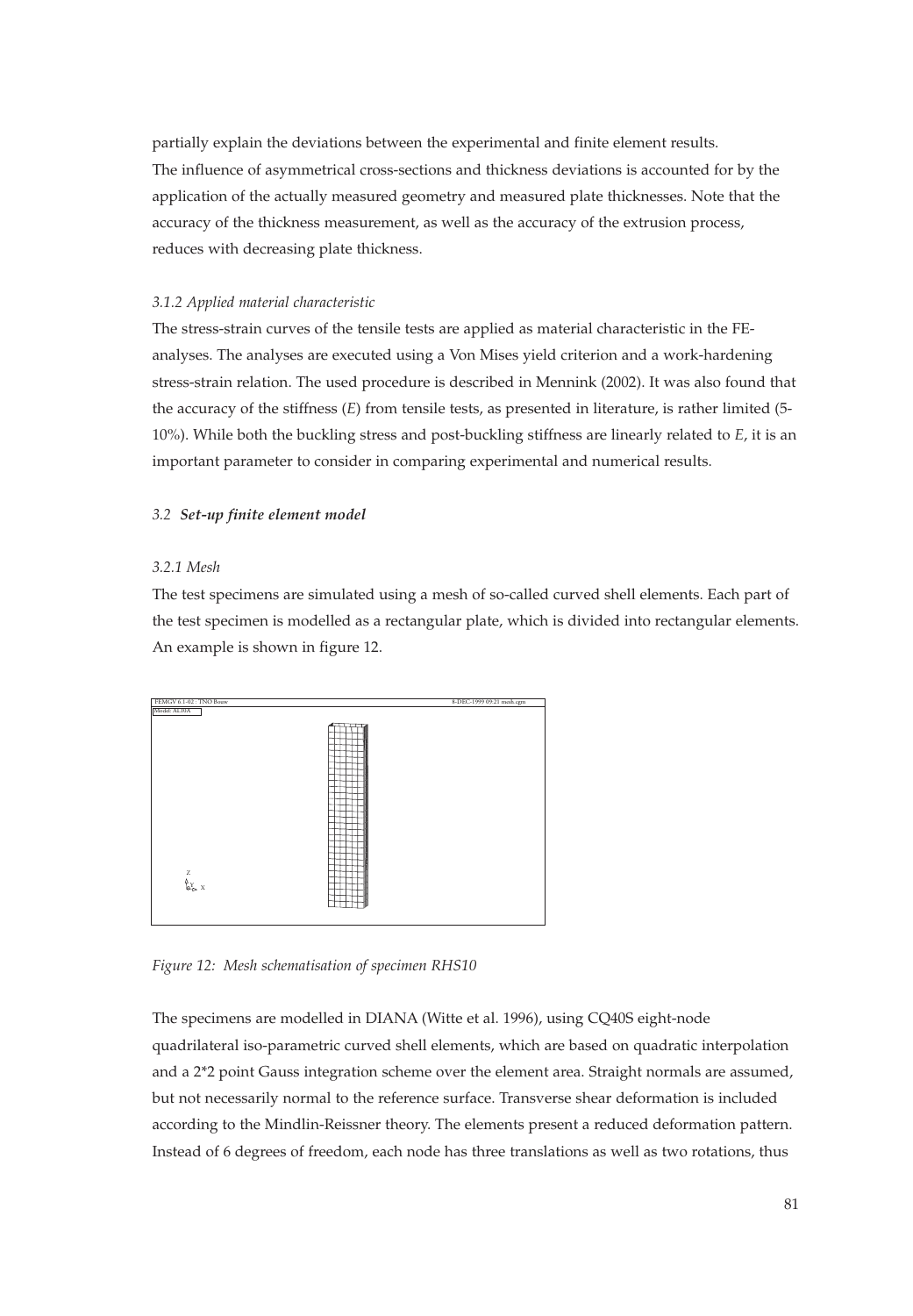partially explain the deviations between the experimental and finite element results.
The influence of asymmetrical cross-sections and thickness deviations is accounted for by the application of the actually measured geometry and measured plate thicknesses. Note that the accuracy of the thickness measurement, as well as the accuracy of the extrusion process, reduces with decreasing plate thickness.

#### *3.1.2 Applied material characteristic*

The stress-strain curves of the tensile tests are applied as material characteristic in the FE-analyses. The analyses are executed using a Von Mises yield criterion and a work-hardening stress-strain relation. The used procedure is described in Mennink (2002). It was also found that the accuracy of the stiffness ($E$) from tensile tests, as presented in literature, is rather limited (5-10%). While both the buckling stress and post-buckling stiffness are linearly related to $E$, it is an important parameter to consider in comparing experimental and numerical results.

### *3.2 **Set-up finite element model***

#### *3.2.1 Mesh*

The test specimens are simulated using a mesh of so-called curved shell elements. Each part of the test specimen is modelled as a rectangular plate, which is divided into rectangular elements. An example is shown in figure 12.

*Figure 12: Mesh schematisation of specimen RHS10*

The specimens are modelled in DIANA (Witte et al. 1996), using CQ40S eight-node quadrilateral iso-parametric curved shell elements, which are based on quadratic interpolation and a 2*2 point Gauss integration scheme over the element area. Straight normals are assumed, but not necessarily normal to the reference surface. Transverse shear deformation is included according to the Mindlin-Reissner theory. The elements present a reduced deformation pattern. Instead of 6 degrees of freedom, each node has three translations as well as two rotations, thus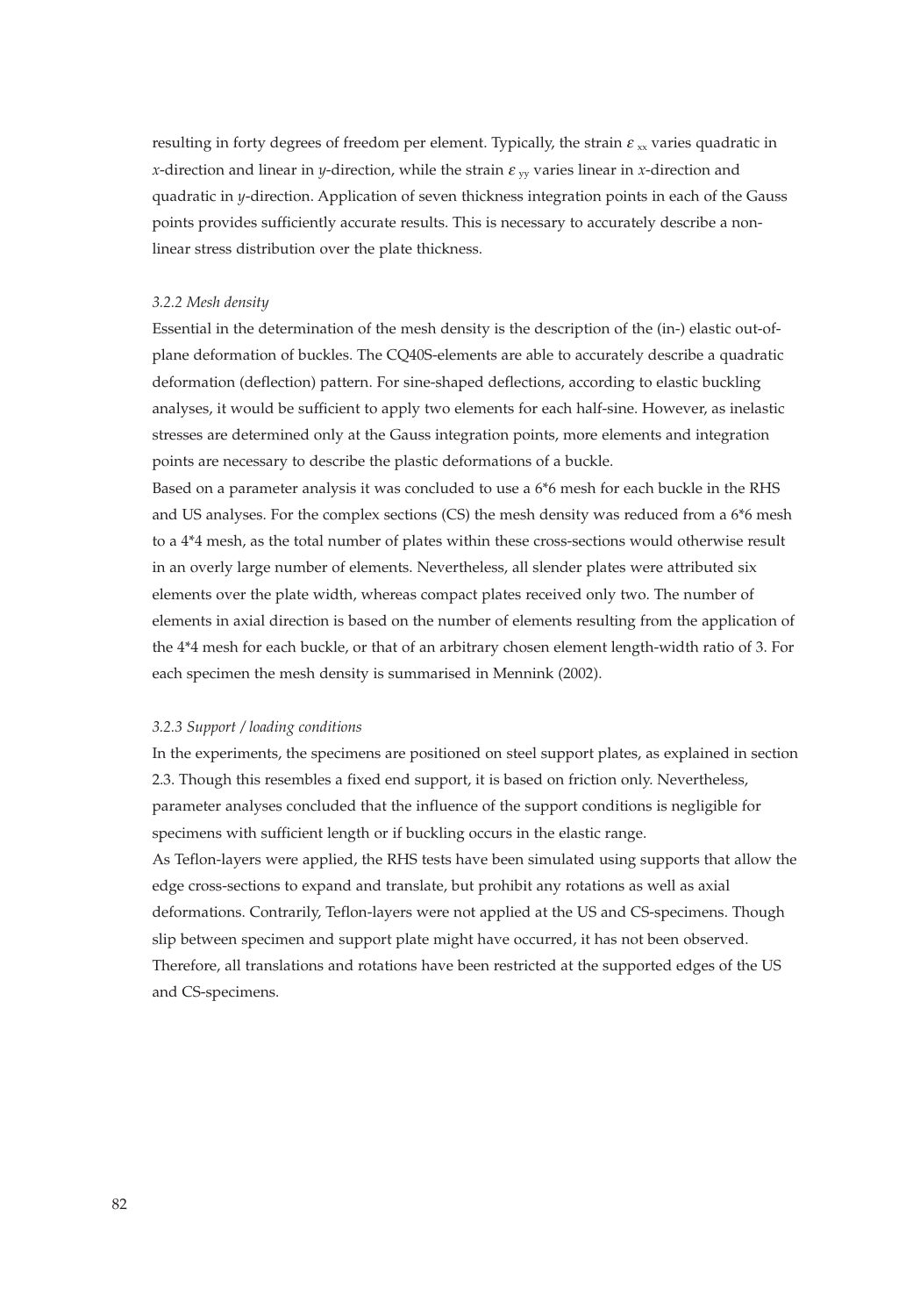resulting in forty degrees of freedom per element. Typically, the strain $\varepsilon_{xx}$ varies quadratic in *x*-direction and linear in *y*-direction, while the strain $\varepsilon_{yy}$ varies linear in *x*-direction and quadratic in *y*-direction. Application of seven thickness integration points in each of the Gauss points provides sufficiently accurate results. This is necessary to accurately describe a non-linear stress distribution over the plate thickness.

### *3.2.2 Mesh density*

Essential in the determination of the mesh density is the description of the (in-) elastic out-of-plane deformation of buckles. The CQ40S-elements are able to accurately describe a quadratic deformation (deflection) pattern. For sine-shaped deflections, according to elastic buckling analyses, it would be sufficient to apply two elements for each half-sine. However, as inelastic stresses are determined only at the Gauss integration points, more elements and integration points are necessary to describe the plastic deformations of a buckle.

Based on a parameter analysis it was concluded to use a 6*6 mesh for each buckle in the RHS and US analyses. For the complex sections (CS) the mesh density was reduced from a 6*6 mesh to a 4*4 mesh, as the total number of plates within these cross-sections would otherwise result in an overly large number of elements. Nevertheless, all slender plates were attributed six elements over the plate width, whereas compact plates received only two. The number of elements in axial direction is based on the number of elements resulting from the application of the 4*4 mesh for each buckle, or that of an arbitrary chosen element length-width ratio of 3. For each specimen the mesh density is summarised in Mennink (2002).

### *3.2.3 Support / loading conditions*

In the experiments, the specimens are positioned on steel support plates, as explained in section 2.3. Though this resembles a fixed end support, it is based on friction only. Nevertheless, parameter analyses concluded that the influence of the support conditions is negligible for specimens with sufficient length or if buckling occurs in the elastic range.

As Teflon-layers were applied, the RHS tests have been simulated using supports that allow the edge cross-sections to expand and translate, but prohibit any rotations as well as axial deformations. Contrarily, Teflon-layers were not applied at the US and CS-specimens. Though slip between specimen and support plate might have occurred, it has not been observed. Therefore, all translations and rotations have been restricted at the supported edges of the US and CS-specimens.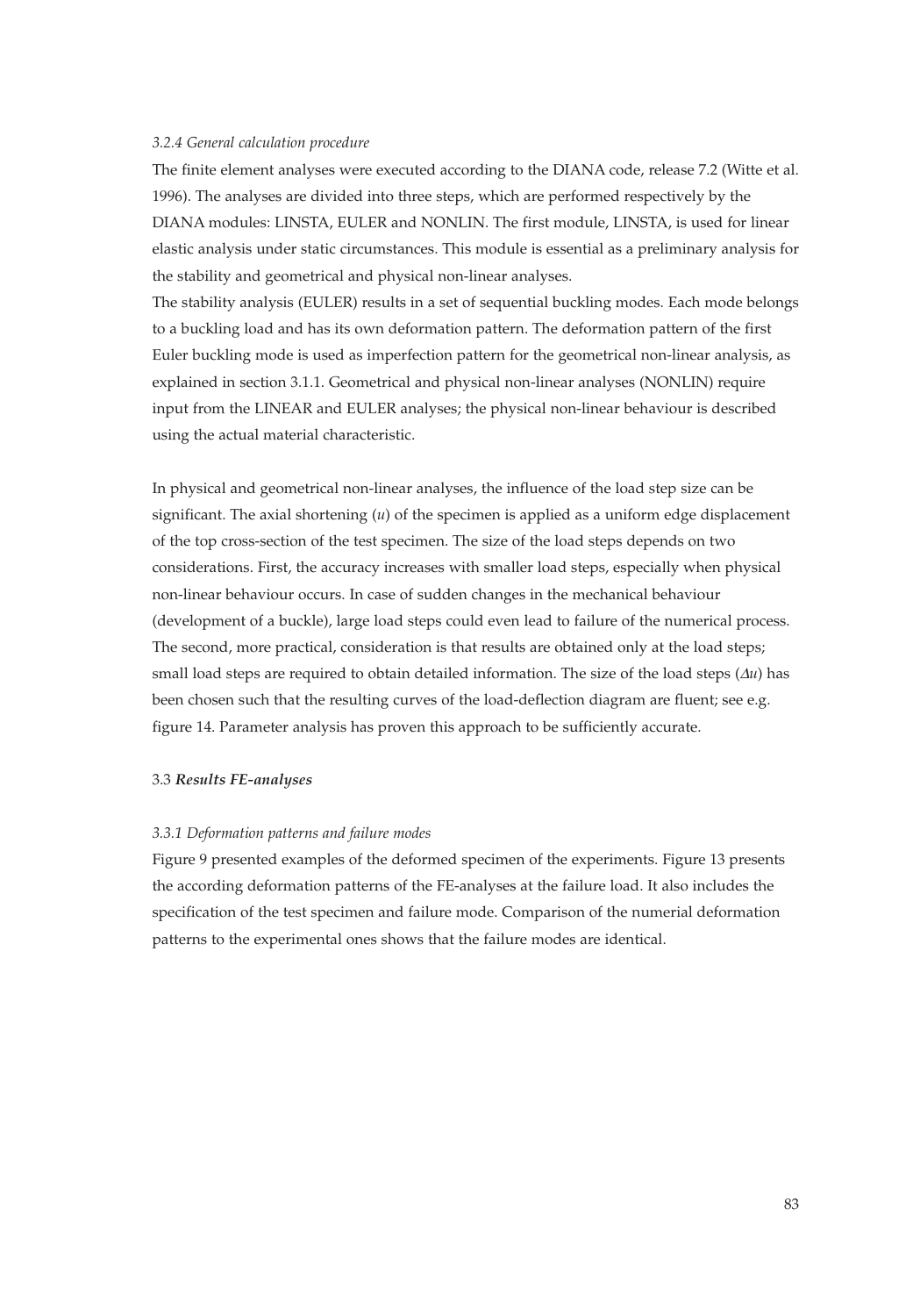#### *3.2.4 General calculation procedure*

The finite element analyses were executed according to the DIANA code, release 7.2 (Witte et al. 1996). The analyses are divided into three steps, which are performed respectively by the DIANA modules: LINSTA, EULER and NONLIN. The first module, LINSTA, is used for linear elastic analysis under static circumstances. This module is essential as a preliminary analysis for the stability and geometrical and physical non-linear analyses.

The stability analysis (EULER) results in a set of sequential buckling modes. Each mode belongs to a buckling load and has its own deformation pattern. The deformation pattern of the first Euler buckling mode is used as imperfection pattern for the geometrical non-linear analysis, as explained in section 3.1.1. Geometrical and physical non-linear analyses (NONLIN) require input from the LINEAR and EULER analyses; the physical non-linear behaviour is described using the actual material characteristic.

In physical and geometrical non-linear analyses, the influence of the load step size can be significant. The axial shortening ($u$) of the specimen is applied as a uniform edge displacement of the top cross-section of the test specimen. The size of the load steps depends on two considerations. First, the accuracy increases with smaller load steps, especially when physical non-linear behaviour occurs. In case of sudden changes in the mechanical behaviour (development of a buckle), large load steps could even lead to failure of the numerical process. The second, more practical, consideration is that results are obtained only at the load steps; small load steps are required to obtain detailed information. The size of the load steps ($\Delta u$) has been chosen such that the resulting curves of the load-deflection diagram are fluent; see e.g. figure 14. Parameter analysis has proven this approach to be sufficiently accurate.

### 3.3 ***Results FE-analyses***

#### *3.3.1 Deformation patterns and failure modes*

Figure 9 presented examples of the deformed specimen of the experiments. Figure 13 presents the according deformation patterns of the FE-analyses at the failure load. It also includes the specification of the test specimen and failure mode. Comparison of the numerial deformation patterns to the experimental ones shows that the failure modes are identical.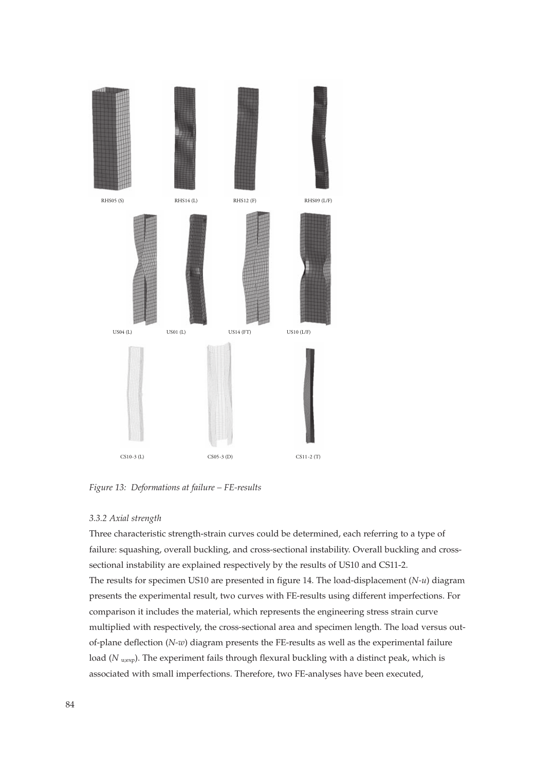RHS05 (S) RHS14 (L) RHS12 (F) RHS09 (L/F)

US04 (L) US01 (L) US14 (FT) US10 (L/F)

CS10-3 (L) CS05-3 (D) CS11-2 (T)

*Figure 13: Deformations at failure – FE-results*

### *3.3.2 Axial strength*

Three characteristic strength-strain curves could be determined, each referring to a type of failure: squashing, overall buckling, and cross-sectional instability. Overall buckling and cross-sectional instability are explained respectively by the results of US10 and CS11-2.

The results for specimen US10 are presented in figure 14. The load-displacement ($N$-$u$) diagram presents the experimental result, two curves with FE-results using different imperfections. For comparison it includes the material, which represents the engineering stress strain curve multiplied with respectively, the cross-sectional area and specimen length. The load versus out-of-plane deflection ($N$-$w$) diagram presents the FE-results as well as the experimental failure load ($N_{u;exp}$). The experiment fails through flexural buckling with a distinct peak, which is associated with small imperfections. Therefore, two FE-analyses have been executed,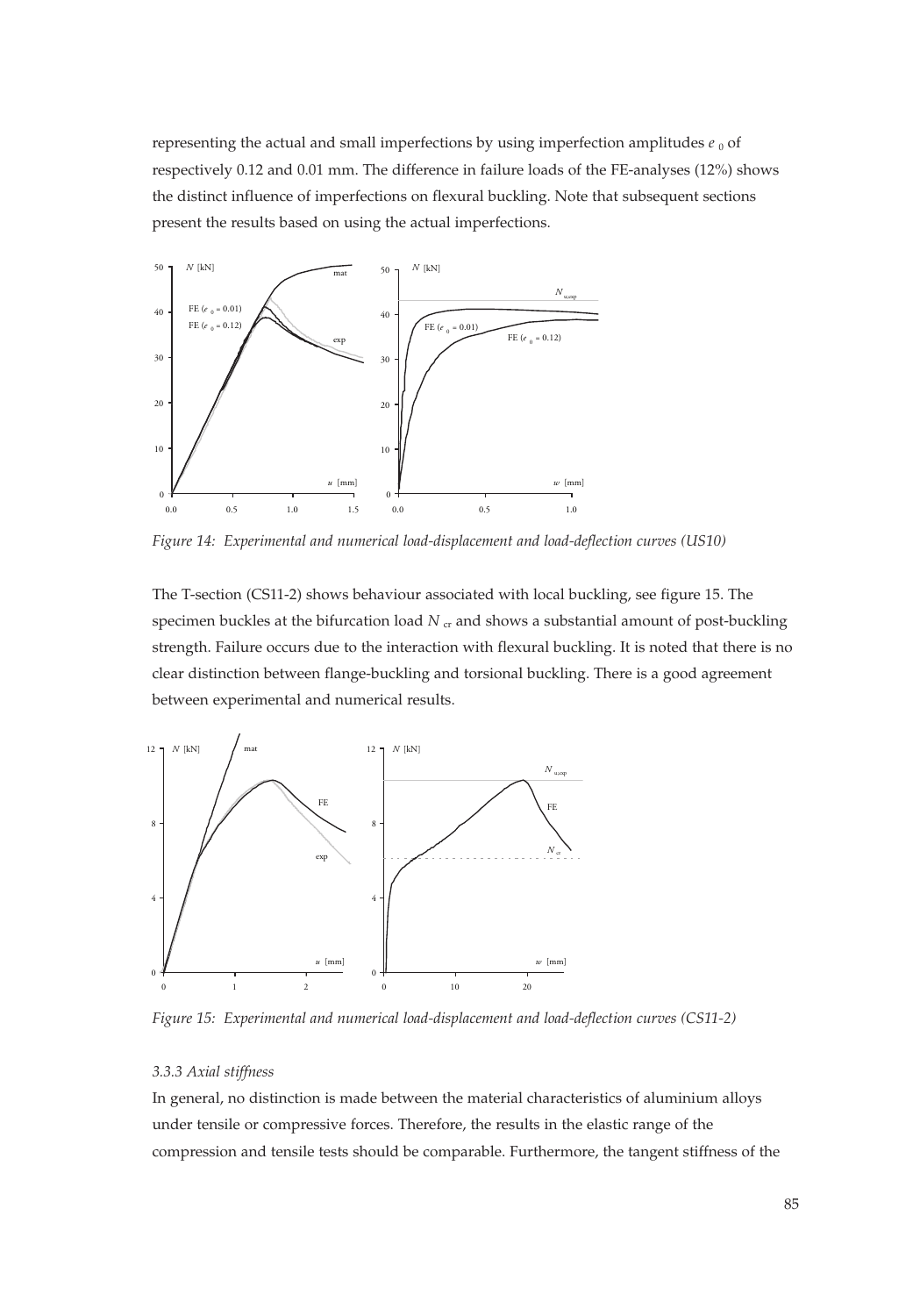representing the actual and small imperfections by using imperfection amplitudes $e_0$ of respectively 0.12 and 0.01 mm. The difference in failure loads of the FE-analyses (12%) shows the distinct influence of imperfections on flexural buckling. Note that subsequent sections present the results based on using the actual imperfections.

*Figure 14: Experimental and numerical load-displacement and load-deflection curves (US10)*

The T-section (CS11-2) shows behaviour associated with local buckling, see figure 15. The specimen buckles at the bifurcation load $N_{cr}$ and shows a substantial amount of post-buckling strength. Failure occurs due to the interaction with flexural buckling. It is noted that there is no clear distinction between flange-buckling and torsional buckling. There is a good agreement between experimental and numerical results.

*Figure 15: Experimental and numerical load-displacement and load-deflection curves (CS11-2)*

*3.3.3 Axial stiffness*

In general, no distinction is made between the material characteristics of aluminium alloys under tensile or compressive forces. Therefore, the results in the elastic range of the compression and tensile tests should be comparable. Furthermore, the tangent stiffness of the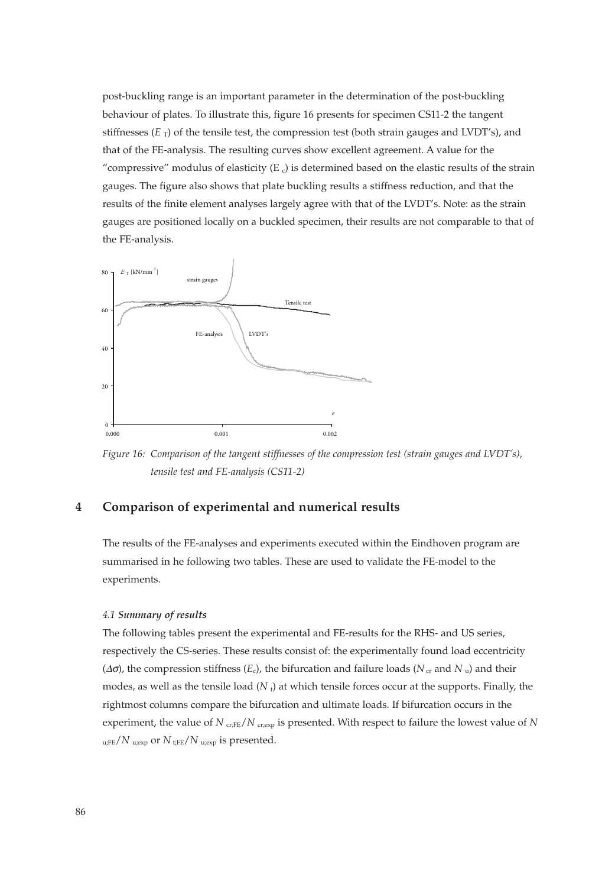post-buckling range is an important parameter in the determination of the post-buckling behaviour of plates. To illustrate this, figure 16 presents for specimen CS11-2 the tangent stiffnesses ($E_T$) of the tensile test, the compression test (both strain gauges and LVDT's), and that of the FE-analysis. The resulting curves show excellent agreement. A value for the "compressive" modulus of elasticity ($E_c$) is determined based on the elastic results of the strain gauges. The figure also shows that plate buckling results a stiffness reduction, and that the results of the finite element analyses largely agree with that of the LVDT's. Note: as the strain gauges are positioned locally on a buckled specimen, their results are not comparable to that of the FE-analysis.

*Figure 16: Comparison of the tangent stiffnesses of the compression test (strain gauges and LVDT's), tensile test and FE-analysis (CS11-2)*

## 4 Comparison of experimental and numerical results

The results of the FE-analyses and experiments executed within the Eindhoven program are summarised in he following two tables. These are used to validate the FE-model to the experiments.

### *4.1 Summary of results*

The following tables present the experimental and FE-results for the RHS- and US series, respectively the CS-series. These results consist of: the experimentally found load eccentricity ($\Delta\sigma$), the compression stiffness ($E_c$), the bifurcation and failure loads ($N_{cr}$ and $N_u$) and their modes, as well as the tensile load ($N_t$) at which tensile forces occur at the supports. Finally, the rightmost columns compare the bifurcation and ultimate loads. If bifurcation occurs in the experiment, the value of $N_{cr;FE}/N_{cr;exp}$ is presented. With respect to failure the lowest value of $N_{u;FE}/N_{u;exp}$ or $N_{t;FE}/N_{u;exp}$ is presented.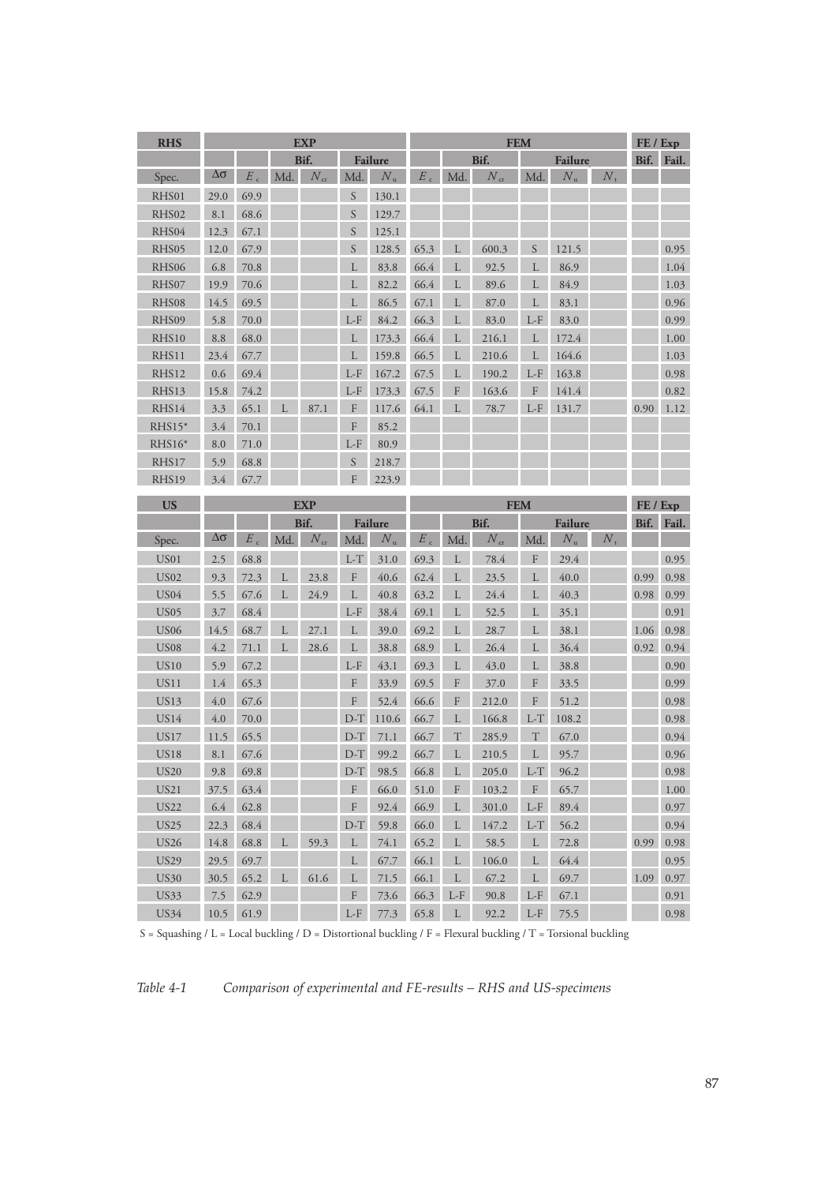| RHS | EXP | | | | | | FEM | | | | | | | FE / Exp | |
|---|---|---|---|---|---|---|---|---|---|---|---|---|---|---|---|
| | | | Bif. | | Failure | | | Bif. | | Failure | | | | Bif. | Fail. |
| Spec. | $\Delta\sigma$ | $E_c$ | Md. | $N_{cr}$ | Md. | $N_u$ | $E_c$ | Md. | $N_{cr}$ | Md. | $N_u$ | $N_t$ | | | |
| RHS01 | 29.0 | 69.9 | | | S | 130.1 | | | | | | | | | |
| RHS02 | 8.1 | 68.6 | | | S | 129.7 | | | | | | | | | |
| RHS04 | 12.3 | 67.1 | | | S | 125.1 | | | | | | | | | |
| RHS05 | 12.0 | 67.9 | | | S | 128.5 | 65.3 | L | 600.3 | S | 121.5 | | | | 0.95 |
| RHS06 | 6.8 | 70.8 | | | L | 83.8 | 66.4 | L | 92.5 | L | 86.9 | | | | 1.04 |
| RHS07 | 19.9 | 70.6 | | | L | 82.2 | 66.4 | L | 89.6 | L | 84.9 | | | | 1.03 |
| RHS08 | 14.5 | 69.5 | | | L | 86.5 | 67.1 | L | 87.0 | L | 83.1 | | | | 0.96 |
| RHS09 | 5.8 | 70.0 | | | L-F | 84.2 | 66.3 | L | 83.0 | L-F | 83.0 | | | | 0.99 |
| RHS10 | 8.8 | 68.0 | | | L | 173.3 | 66.4 | L | 216.1 | L | 172.4 | | | | 1.00 |
| RHS11 | 23.4 | 67.7 | | | L | 159.8 | 66.5 | L | 210.6 | L | 164.6 | | | | 1.03 |
| RHS12 | 0.6 | 69.4 | | | L-F | 167.2 | 67.5 | L | 190.2 | L-F | 163.8 | | | | 0.98 |
| RHS13 | 15.8 | 74.2 | | | L-F | 173.3 | 67.5 | F | 163.6 | F | 141.4 | | | | 0.82 |
| RHS14 | 3.3 | 65.1 | L | 87.1 | F | 117.6 | 64.1 | L | 78.7 | L-F | 131.7 | | | 0.90 | 1.12 |
| RHS15* | 3.4 | 70.1 | | | F | 85.2 | | | | | | | | | |
| RHS16* | 8.0 | 71.0 | | | L-F | 80.9 | | | | | | | | | |
| RHS17 | 5.9 | 68.8 | | | S | 218.7 | | | | | | | | | |
| RHS19 | 3.4 | 67.7 | | | F | 223.9 | | | | | | | | | |

| US | EXP | | | | | | FEM | | | | | | | FE / Exp | |
|---|---|---|---|---|---|---|---|---|---|---|---|---|---|---|---|
| | | | Bif. | | Failure | | | Bif. | | Failure | | | | Bif. | Fail. |
| Spec. | $\Delta\sigma$ | $E_c$ | Md. | $N_{cr}$ | Md. | $N_u$ | $E_c$ | Md. | $N_{cr}$ | Md. | $N_u$ | $N_t$ | | | |
| US01 | 2.5 | 68.8 | | | L-T | 31.0 | 69.3 | L | 78.4 | F | 29.4 | | | | 0.95 |
| US02 | 9.3 | 72.3 | L | 23.8 | F | 40.6 | 62.4 | L | 23.5 | L | 40.0 | | | 0.99 | 0.98 |
| US04 | 5.5 | 67.6 | L | 24.9 | L | 40.8 | 63.2 | L | 24.4 | L | 40.3 | | | 0.98 | 0.99 |
| US05 | 3.7 | 68.4 | | | L-F | 38.4 | 69.1 | L | 52.5 | L | 35.1 | | | | 0.91 |
| US06 | 14.5 | 68.7 | L | 27.1 | L | 39.0 | 69.2 | L | 28.7 | L | 38.1 | | | 1.06 | 0.98 |
| US08 | 4.2 | 71.1 | L | 28.6 | L | 38.8 | 68.9 | L | 26.4 | L | 36.4 | | | 0.92 | 0.94 |
| US10 | 5.9 | 67.2 | | | L-F | 43.1 | 69.3 | L | 43.0 | L | 38.8 | | | | 0.90 |
| US11 | 1.4 | 65.3 | | | F | 33.9 | 69.5 | F | 37.0 | F | 33.5 | | | | 0.99 |
| US13 | 4.0 | 67.6 | | | F | 52.4 | 66.6 | F | 212.0 | F | 51.2 | | | | 0.98 |
| US14 | 4.0 | 70.0 | | | D-T | 110.6 | 66.7 | L | 166.8 | L-T | 108.2 | | | | 0.98 |
| US17 | 11.5 | 65.5 | | | D-T | 71.1 | 66.7 | T | 285.9 | T | 67.0 | | | | 0.94 |
| US18 | 8.1 | 67.6 | | | D-T | 99.2 | 66.7 | L | 210.5 | L | 95.7 | | | | 0.96 |
| US20 | 9.8 | 69.8 | | | D-T | 98.5 | 66.8 | L | 205.0 | L-T | 96.2 | | | | 0.98 |
| US21 | 37.5 | 63.4 | | | F | 66.0 | 51.0 | F | 103.2 | F | 65.7 | | | | 1.00 |
| US22 | 6.4 | 62.8 | | | F | 92.4 | 66.9 | L | 301.0 | L-F | 89.4 | | | | 0.97 |
| US25 | 22.3 | 68.4 | | | D-T | 59.8 | 66.0 | L | 147.2 | L-T | 56.2 | | | | 0.94 |
| US26 | 14.8 | 68.8 | L | 59.3 | L | 74.1 | 65.2 | L | 58.5 | L | 72.8 | | | 0.99 | 0.98 |
| US29 | 29.5 | 69.7 | | | L | 67.7 | 66.1 | L | 106.0 | L | 64.4 | | | | 0.95 |
| US30 | 30.5 | 65.2 | L | 61.6 | L | 71.5 | 66.1 | L | 67.2 | L | 69.7 | | | 1.09 | 0.97 |
| US33 | 7.5 | 62.9 | | | F | 73.6 | 66.3 | L-F | 90.8 | L-F | 67.1 | | | | 0.91 |
| US34 | 10.5 | 61.9 | | | L-F | 77.3 | 65.8 | L | 92.2 | L-F | 75.5 | | | | 0.98 |

S = Squashing / L = Local buckling / D = Distortional buckling / F = Flexural buckling / T = Torsional buckling

*Table 4-1 Comparison of experimental and FE-results – RHS and US-specimens*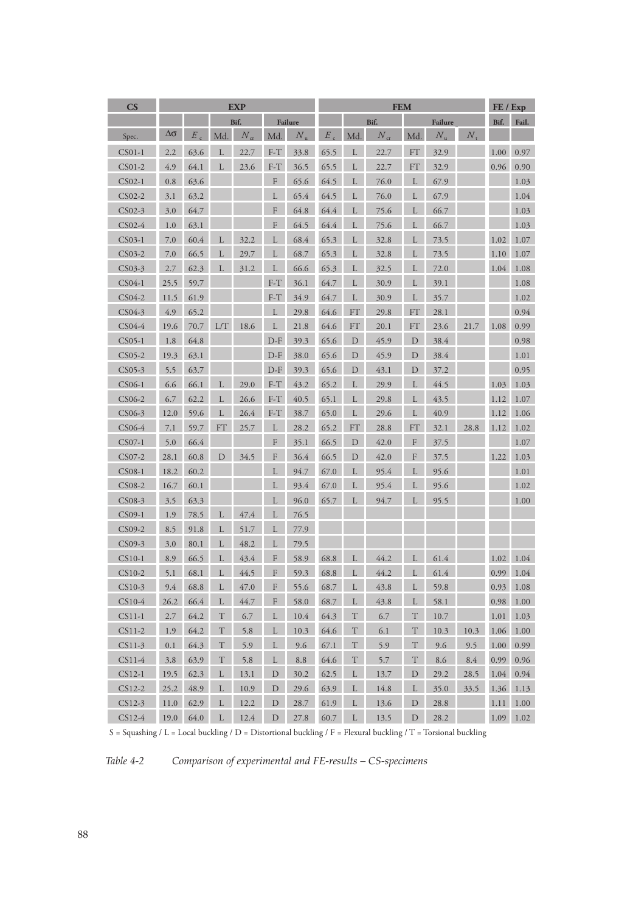| CS | EXP | | | | | | FEM | | | | | | FE / Exp | |
|---|---|---|---|---|---|---|---|---|---|---|---|---|---|---|
| | | | Bif. | | Failure | | | Bif. | | Failure | | | Bif. | Fail. |
| Spec. | $\Delta\sigma$ | $E_c$ | Md. | $N_{cr}$ | Md. | $N_u$ | $E_c$ | Md. | $N_{cr}$ | Md. | $N_u$ | $N_t$ | | |
| CS01-1 | 2.2 | 63.6 | L | 22.7 | F-T | 33.8 | 65.5 | L | 22.7 | FT | 32.9 | | 1.00 | 0.97 |
| CS01-2 | 4.9 | 64.1 | L | 23.6 | F-T | 36.5 | 65.5 | L | 22.7 | FT | 32.9 | | 0.96 | 0.90 |
| CS02-1 | 0.8 | 63.6 | | | F | 65.6 | 64.5 | L | 76.0 | L | 67.9 | | | 1.03 |
| CS02-2 | 3.1 | 63.2 | | | L | 65.4 | 64.5 | L | 76.0 | L | 67.9 | | | 1.04 |
| CS02-3 | 3.0 | 64.7 | | | F | 64.8 | 64.4 | L | 75.6 | L | 66.7 | | | 1.03 |
| CS02-4 | 1.0 | 63.1 | | | F | 64.5 | 64.4 | L | 75.6 | L | 66.7 | | | 1.03 |
| CS03-1 | 7.0 | 60.4 | L | 32.2 | L | 68.4 | 65.3 | L | 32.8 | L | 73.5 | | 1.02 | 1.07 |
| CS03-2 | 7.0 | 66.5 | L | 29.7 | L | 68.7 | 65.3 | L | 32.8 | L | 73.5 | | 1.10 | 1.07 |
| CS03-3 | 2.7 | 62.3 | L | 31.2 | L | 66.6 | 65.3 | L | 32.5 | L | 72.0 | | 1.04 | 1.08 |
| CS04-1 | 25.5 | 59.7 | | | F-T | 36.1 | 64.7 | L | 30.9 | L | 39.1 | | | 1.08 |
| CS04-2 | 11.5 | 61.9 | | | F-T | 34.9 | 64.7 | L | 30.9 | L | 35.7 | | | 1.02 |
| CS04-3 | 4.9 | 65.2 | | | L | 29.8 | 64.6 | FT | 29.8 | FT | 28.1 | | | 0.94 |
| CS04-4 | 19.6 | 70.7 | L/T | 18.6 | L | 21.8 | 64.6 | FT | 20.1 | FT | 23.6 | 21.7 | 1.08 | 0.99 |
| CS05-1 | 1.8 | 64.8 | | | D-F | 39.3 | 65.6 | D | 45.9 | D | 38.4 | | | 0.98 |
| CS05-2 | 19.3 | 63.1 | | | D-F | 38.0 | 65.6 | D | 45.9 | D | 38.4 | | | 1.01 |
| CS05-3 | 5.5 | 63.7 | | | D-F | 39.3 | 65.6 | D | 43.1 | D | 37.2 | | | 0.95 |
| CS06-1 | 6.6 | 66.1 | L | 29.0 | F-T | 43.2 | 65.2 | L | 29.9 | L | 44.5 | | 1.03 | 1.03 |
| CS06-2 | 6.7 | 62.2 | L | 26.6 | F-T | 40.5 | 65.1 | L | 29.8 | L | 43.5 | | 1.12 | 1.07 |
| CS06-3 | 12.0 | 59.6 | L | 26.4 | F-T | 38.7 | 65.0 | L | 29.6 | L | 40.9 | | 1.12 | 1.06 |
| CS06-4 | 7.1 | 59.7 | FT | 25.7 | L | 28.2 | 65.2 | FT | 28.8 | FT | 32.1 | 28.8 | 1.12 | 1.02 |
| CS07-1 | 5.0 | 66.4 | | | F | 35.1 | 66.5 | D | 42.0 | F | 37.5 | | | 1.07 |
| CS07-2 | 28.1 | 60.8 | D | 34.5 | F | 36.4 | 66.5 | D | 42.0 | F | 37.5 | | 1.22 | 1.03 |
| CS08-1 | 18.2 | 60.2 | | | L | 94.7 | 67.0 | L | 95.4 | L | 95.6 | | | 1.01 |
| CS08-2 | 16.7 | 60.1 | | | L | 93.4 | 67.0 | L | 95.4 | L | 95.6 | | | 1.02 |
| CS08-3 | 3.5 | 63.3 | | | L | 96.0 | 65.7 | L | 94.7 | L | 95.5 | | | 1.00 |
| CS09-1 | 1.9 | 78.5 | L | 47.4 | L | 76.5 | | | | | | | | |
| CS09-2 | 8.5 | 91.8 | L | 51.7 | L | 77.9 | | | | | | | | |
| CS09-3 | 3.0 | 80.1 | L | 48.2 | L | 79.5 | | | | | | | | |
| CS10-1 | 8.9 | 66.5 | L | 43.4 | F | 58.9 | 68.8 | L | 44.2 | L | 61.4 | | 1.02 | 1.04 |
| CS10-2 | 5.1 | 68.1 | L | 44.5 | F | 59.3 | 68.8 | L | 44.2 | L | 61.4 | | 0.99 | 1.04 |
| CS10-3 | 9.4 | 68.8 | L | 47.0 | F | 55.6 | 68.7 | L | 43.8 | L | 59.8 | | 0.93 | 1.08 |
| CS10-4 | 26.2 | 66.4 | L | 44.7 | F | 58.0 | 68.7 | L | 43.8 | L | 58.1 | | 0.98 | 1.00 |
| CS11-1 | 2.7 | 64.2 | T | 6.7 | L | 10.4 | 64.3 | T | 6.7 | T | 10.7 | | 1.01 | 1.03 |
| CS11-2 | 1.9 | 64.2 | T | 5.8 | L | 10.3 | 64.6 | T | 6.1 | T | 10.3 | 10.3 | 1.06 | 1.00 |
| CS11-3 | 0.1 | 64.3 | T | 5.9 | L | 9.6 | 67.1 | T | 5.9 | T | 9.6 | 9.5 | 1.00 | 0.99 |
| CS11-4 | 3.8 | 63.9 | T | 5.8 | L | 8.8 | 64.6 | T | 5.7 | T | 8.6 | 8.4 | 0.99 | 0.96 |
| CS12-1 | 19.5 | 62.3 | L | 13.1 | D | 30.2 | 62.5 | L | 13.7 | D | 29.2 | 28.5 | 1.04 | 0.94 |
| CS12-2 | 25.2 | 48.9 | L | 10.9 | D | 29.6 | 63.9 | L | 14.8 | L | 35.0 | 33.5 | 1.36 | 1.13 |
| CS12-3 | 11.0 | 62.9 | L | 12.2 | D | 28.7 | 61.9 | L | 13.6 | D | 28.8 | | 1.11 | 1.00 |
| CS12-4 | 19.0 | 64.0 | L | 12.4 | D | 27.8 | 60.7 | L | 13.5 | D | 28.2 | | 1.09 | 1.02 |

S = Squashing / L = Local buckling / D = Distortional buckling / F = Flexural buckling / T = Torsional buckling

*Table 4-2 Comparison of experimental and FE-results – CS-specimens*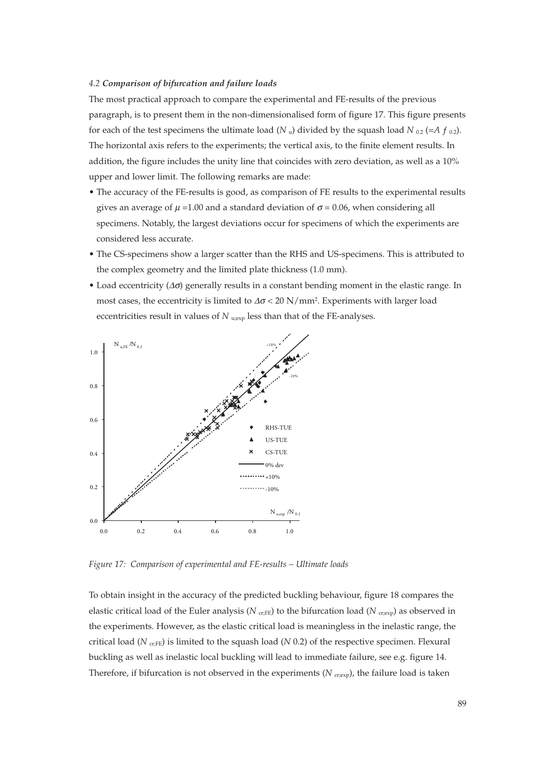### 4.2 *Comparison of bifurcation and failure loads*

The most practical approach to compare the experimental and FE-results of the previous paragraph, is to present them in the non-dimensionalised form of figure 17. This figure presents for each of the test specimens the ultimate load ($N_u$) divided by the squash load $N_{0.2}$ ($=A\, f_{0.2}$). The horizontal axis refers to the experiments; the vertical axis, to the finite element results. In addition, the figure includes the unity line that coincides with zero deviation, as well as a 10% upper and lower limit. The following remarks are made:

- The accuracy of the FE-results is good, as comparison of FE results to the experimental results gives an average of $\mu = 1.00$ and a standard deviation of $\sigma = 0.06$, when considering all specimens. Notably, the largest deviations occur for specimens of which the experiments are considered less accurate.
- The CS-specimens show a larger scatter than the RHS and US-specimens. This is attributed to the complex geometry and the limited plate thickness (1.0 mm).
- Load eccentricity ($\Delta\sigma$) generally results in a constant bending moment in the elastic range. In most cases, the eccentricity is limited to $\Delta\sigma < 20$ N/mm². Experiments with larger load eccentricities result in values of $N_{u;exp}$ less than that of the FE-analyses.

*Figure 17: Comparison of experimental and FE-results – Ultimate loads*

To obtain insight in the accuracy of the predicted buckling behaviour, figure 18 compares the elastic critical load of the Euler analysis ($N_{cr;FE}$) to the bifurcation load ($N_{cr;exp}$) as observed in the experiments. However, as the elastic critical load is meaningless in the inelastic range, the critical load ($N_{cr;FE}$) is limited to the squash load ($N_{0.2}$) of the respective specimen. Flexural buckling as well as inelastic local buckling will lead to immediate failure, see e.g. figure 14. Therefore, if bifurcation is not observed in the experiments ($N_{cr;exp}$), the failure load is taken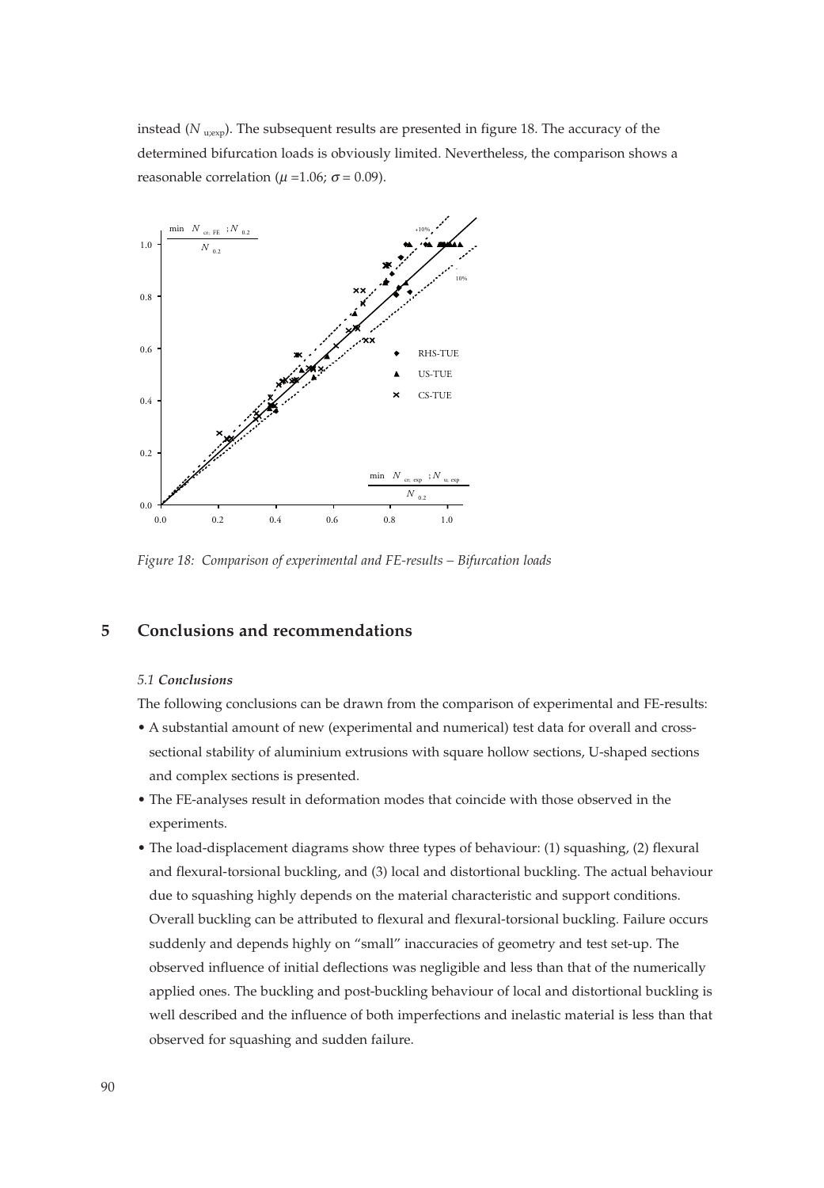instead ($N_{u;exp}$). The subsequent results are presented in figure 18. The accuracy of the determined bifurcation loads is obviously limited. Nevertheless, the comparison shows a reasonable correlation ($\mu$ =1.06; $\sigma$ = 0.09).

*Figure 18: Comparison of experimental and FE-results – Bifurcation loads*

## 5 Conclusions and recommendations

### *5.1 Conclusions*

The following conclusions can be drawn from the comparison of experimental and FE-results:

- A substantial amount of new (experimental and numerical) test data for overall and cross-sectional stability of aluminium extrusions with square hollow sections, U-shaped sections and complex sections is presented.
- The FE-analyses result in deformation modes that coincide with those observed in the experiments.
- The load-displacement diagrams show three types of behaviour: (1) squashing, (2) flexural and flexural-torsional buckling, and (3) local and distortional buckling. The actual behaviour due to squashing highly depends on the material characteristic and support conditions. Overall buckling can be attributed to flexural and flexural-torsional buckling. Failure occurs suddenly and depends highly on "small" inaccuracies of geometry and test set-up. The observed influence of initial deflections was negligible and less than that of the numerically applied ones. The buckling and post-buckling behaviour of local and distortional buckling is well described and the influence of both imperfections and inelastic material is less than that observed for squashing and sudden failure.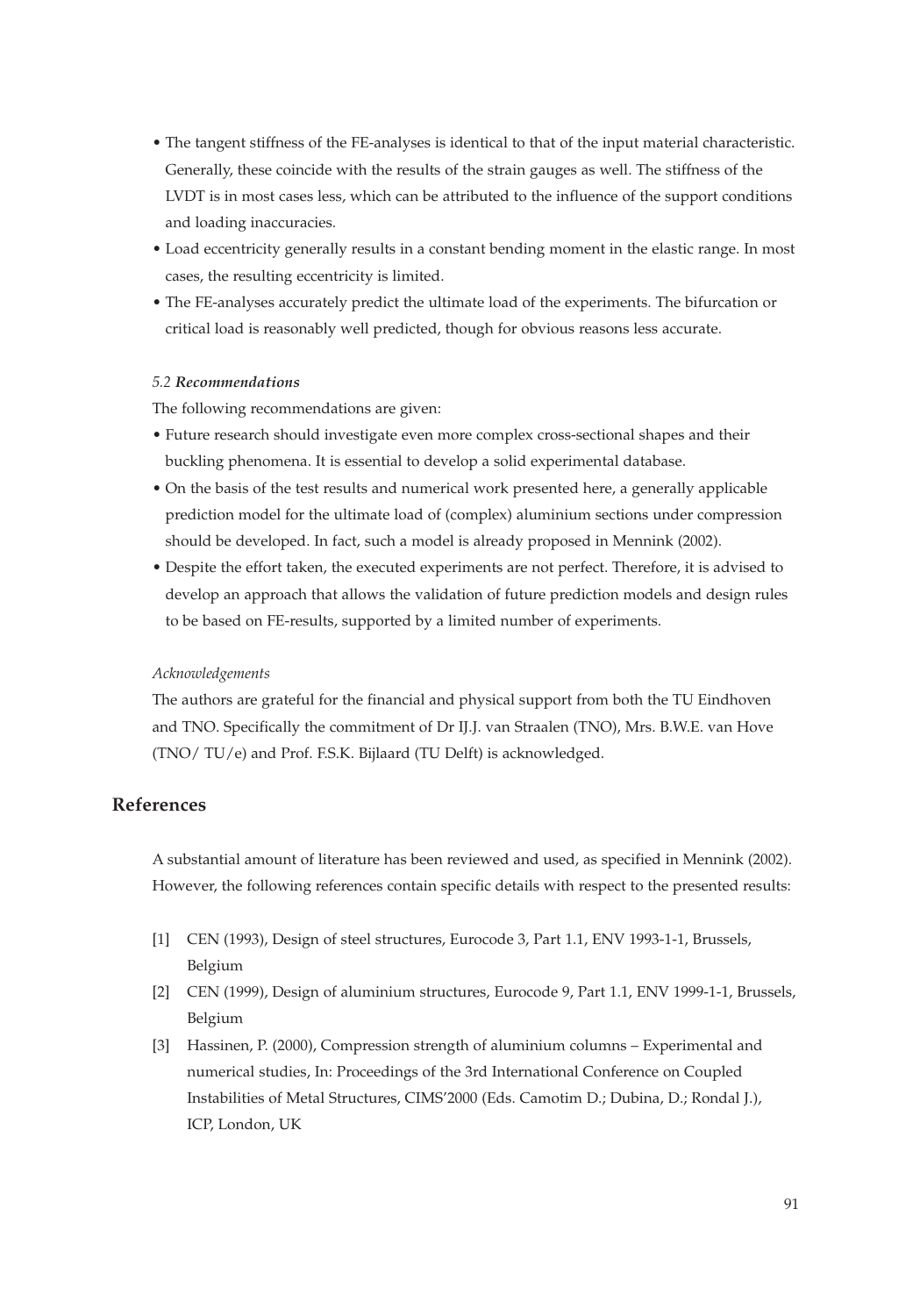- The tangent stiffness of the FE-analyses is identical to that of the input material characteristic. Generally, these coincide with the results of the strain gauges as well. The stiffness of the LVDT is in most cases less, which can be attributed to the influence of the support conditions and loading inaccuracies.
- Load eccentricity generally results in a constant bending moment in the elastic range. In most cases, the resulting eccentricity is limited.
- The FE-analyses accurately predict the ultimate load of the experiments. The bifurcation or critical load is reasonably well predicted, though for obvious reasons less accurate.

### *5.2 **Recommendations***

The following recommendations are given:

- Future research should investigate even more complex cross-sectional shapes and their buckling phenomena. It is essential to develop a solid experimental database.
- On the basis of the test results and numerical work presented here, a generally applicable prediction model for the ultimate load of (complex) aluminium sections under compression should be developed. In fact, such a model is already proposed in Mennink (2002).
- Despite the effort taken, the executed experiments are not perfect. Therefore, it is advised to develop an approach that allows the validation of future prediction models and design rules to be based on FE-results, supported by a limited number of experiments.

*Acknowledgements*

The authors are grateful for the financial and physical support from both the TU Eindhoven and TNO. Specifically the commitment of Dr IJ.J. van Straalen (TNO), Mrs. B.W.E. van Hove (TNO/ TU/e) and Prof. F.S.K. Bijlaard (TU Delft) is acknowledged.

## References

A substantial amount of literature has been reviewed and used, as specified in Mennink (2002). However, the following references contain specific details with respect to the presented results:

[1] CEN (1993), Design of steel structures, Eurocode 3, Part 1.1, ENV 1993-1-1, Brussels, Belgium

[2] CEN (1999), Design of aluminium structures, Eurocode 9, Part 1.1, ENV 1999-1-1, Brussels, Belgium

[3] Hassinen, P. (2000), Compression strength of aluminium columns – Experimental and numerical studies, In: Proceedings of the 3rd International Conference on Coupled Instabilities of Metal Structures, CIMS'2000 (Eds. Camotim D.; Dubina, D.; Rondal J.), ICP, London, UK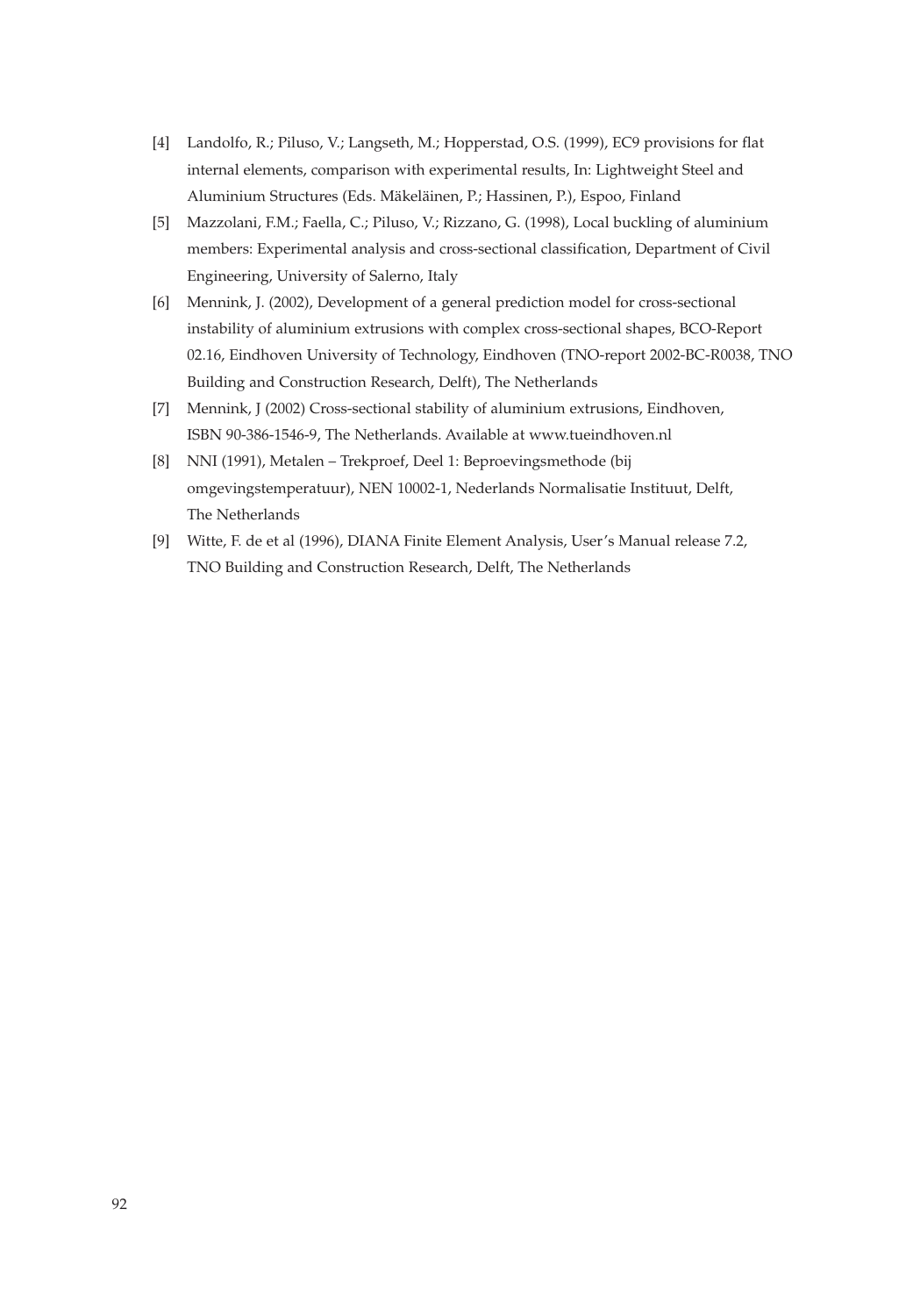[4] Landolfo, R.; Piluso, V.; Langseth, M.; Hopperstad, O.S. (1999), EC9 provisions for flat internal elements, comparison with experimental results, In: Lightweight Steel and Aluminium Structures (Eds. Mäkeläinen, P.; Hassinen, P.), Espoo, Finland

[5] Mazzolani, F.M.; Faella, C.; Piluso, V.; Rizzano, G. (1998), Local buckling of aluminium members: Experimental analysis and cross-sectional classification, Department of Civil Engineering, University of Salerno, Italy

[6] Mennink, J. (2002), Development of a general prediction model for cross-sectional instability of aluminium extrusions with complex cross-sectional shapes, BCO-Report 02.16, Eindhoven University of Technology, Eindhoven (TNO-report 2002-BC-R0038, TNO Building and Construction Research, Delft), The Netherlands

[7] Mennink, J (2002) Cross-sectional stability of aluminium extrusions, Eindhoven, ISBN 90-386-1546-9, The Netherlands. Available at www.tueindhoven.nl

[8] NNI (1991), Metalen – Trekproef, Deel 1: Beproevingsmethode (bij omgevingstemperatuur), NEN 10002-1, Nederlands Normalisatie Instituut, Delft, The Netherlands

[9] Witte, F. de et al (1996), DIANA Finite Element Analysis, User's Manual release 7.2, TNO Building and Construction Research, Delft, The Netherlands